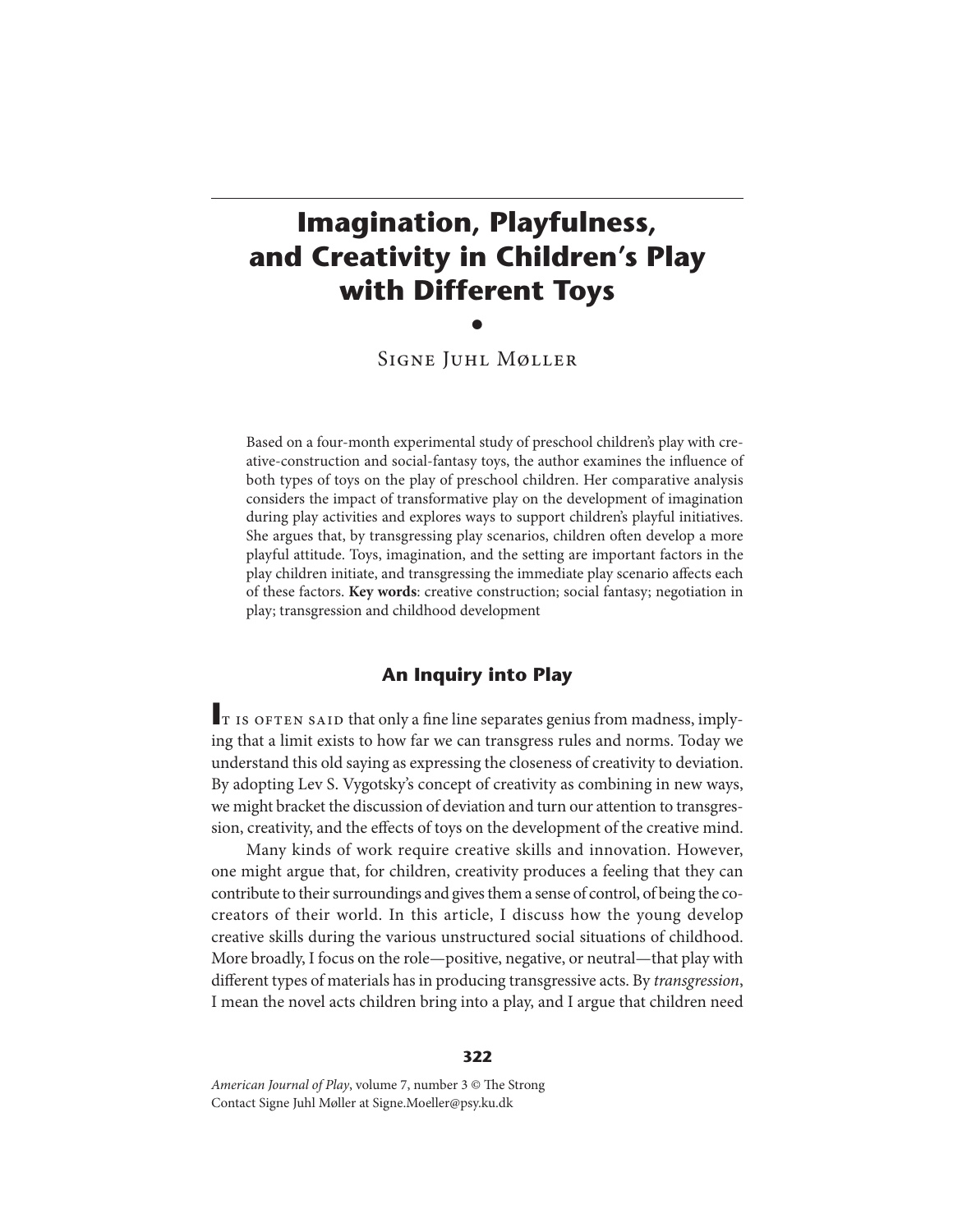# Imagination, Playfulness, and Creativity in Children's Play with Different Toys

Signe Juhl Møller

Based on a four-month experimental study of preschool children's play with creative-construction and social-fantasy toys, the author examines the influence of both types of toys on the play of preschool children. Her comparative analysis considers the impact of transformative play on the development of imagination during play activities and explores ways to support children's playful initiatives. She argues that, by transgressing play scenarios, children often develop a more playful attitude. Toys, imagination, and the setting are important factors in the play children initiate, and transgressing the immediate play scenario affects each of these factors. **Key words**: creative construction; social fantasy; negotiation in play; transgression and childhood development

## An Inquiry into Play

It is often said that only a fine line separates genius from madness, implying that a limit exists to how far we can transgress rules and norms. Today we understand this old saying as expressing the closeness of creativity to deviation. By adopting Lev S. Vygotsky's concept of creativity as combining in new ways, we might bracket the discussion of deviation and turn our attention to transgression, creativity, and the effects of toys on the development of the creative mind.

Many kinds of work require creative skills and innovation. However, one might argue that, for children, creativity produces a feeling that they can contribute to their surroundings and gives them a sense of control, of being the co-creators of their world. In this article, I discuss how the young develop creative skills during the various unstructured social situations of childhood. More broadly, I focus on the role—positive, negative, or neutral—that play with different types of materials has in producing transgressive acts. By *transgression*, I mean the novel acts children bring into a play, and I argue that children need

Contact Signe Juhl Møller at Signe.Moeller@psy.ku.dk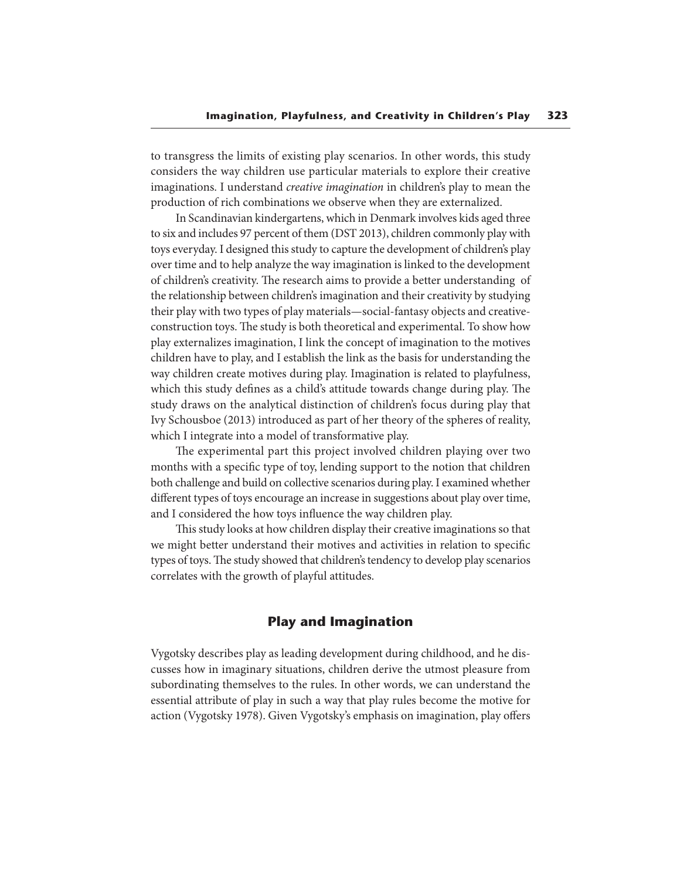to transgress the limits of existing play scenarios. In other words, this study considers the way children use particular materials to explore their creative imaginations. I understand *creative imagination* in children's play to mean the production of rich combinations we observe when they are externalized.

In Scandinavian kindergartens, which in Denmark involves kids aged three to six and includes 97 percent of them (DST 2013), children commonly play with toys everyday. I designed this study to capture the development of children's play over time and to help analyze the way imagination is linked to the development of children's creativity. The research aims to provide a better understanding of the relationship between children's imagination and their creativity by studying their play with two types of play materials—social-fantasy objects and creative-construction toys. The study is both theoretical and experimental. To show how play externalizes imagination, I link the concept of imagination to the motives children have to play, and I establish the link as the basis for understanding the way children create motives during play. Imagination is related to playfulness, which this study defines as a child's attitude towards change during play. The study draws on the analytical distinction of children's focus during play that Ivy Schousboe (2013) introduced as part of her theory of the spheres of reality, which I integrate into a model of transformative play.

The experimental part this project involved children playing over two months with a specific type of toy, lending support to the notion that children both challenge and build on collective scenarios during play. I examined whether different types of toys encourage an increase in suggestions about play over time, and I considered the how toys influence the way children play.

This study looks at how children display their creative imaginations so that we might better understand their motives and activities in relation to specific types of toys. The study showed that children's tendency to develop play scenarios correlates with the growth of playful attitudes.

## Play and Imagination

Vygotsky describes play as leading development during childhood, and he discusses how in imaginary situations, children derive the utmost pleasure from subordinating themselves to the rules. In other words, we can understand the essential attribute of play in such a way that play rules become the motive for action (Vygotsky 1978). Given Vygotsky's emphasis on imagination, play offers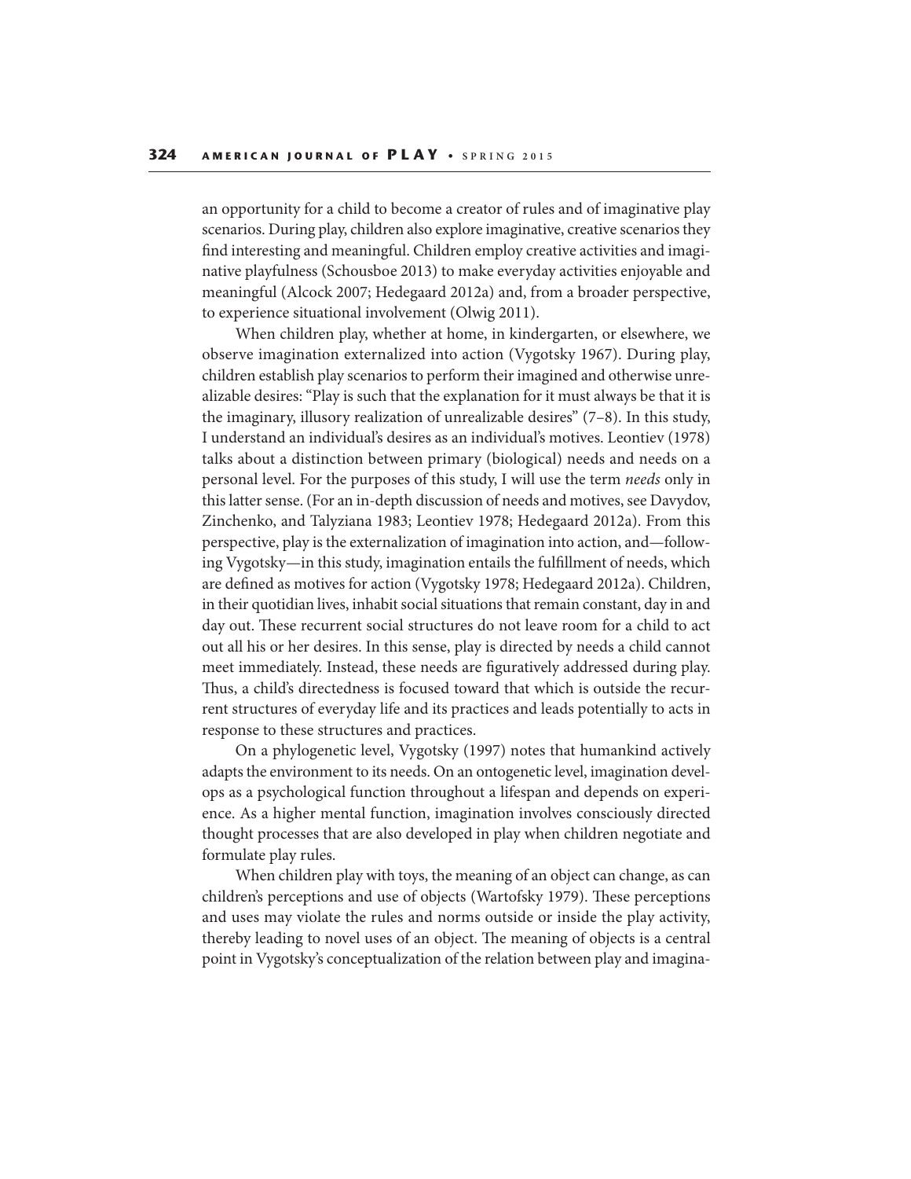an opportunity for a child to become a creator of rules and of imaginative play scenarios. During play, children also explore imaginative, creative scenarios they find interesting and meaningful. Children employ creative activities and imaginative playfulness (Schousboe 2013) to make everyday activities enjoyable and meaningful (Alcock 2007; Hedegaard 2012a) and, from a broader perspective, to experience situational involvement (Olwig 2011).

When children play, whether at home, in kindergarten, or elsewhere, we observe imagination externalized into action (Vygotsky 1967). During play, children establish play scenarios to perform their imagined and otherwise unrealizable desires: "Play is such that the explanation for it must always be that it is the imaginary, illusory realization of unrealizable desires" (7–8). In this study, I understand an individual's desires as an individual's motives. Leontiev (1978) talks about a distinction between primary (biological) needs and needs on a personal level. For the purposes of this study, I will use the term *needs* only in this latter sense. (For an in-depth discussion of needs and motives, see Davydov, Zinchenko, and Talyziana 1983; Leontiev 1978; Hedegaard 2012a). From this perspective, play is the externalization of imagination into action, and—following Vygotsky—in this study, imagination entails the fulfillment of needs, which are defined as motives for action (Vygotsky 1978; Hedegaard 2012a). Children, in their quotidian lives, inhabit social situations that remain constant, day in and day out. These recurrent social structures do not leave room for a child to act out all his or her desires. In this sense, play is directed by needs a child cannot meet immediately. Instead, these needs are figuratively addressed during play. Thus, a child's directedness is focused toward that which is outside the recurrent structures of everyday life and its practices and leads potentially to acts in response to these structures and practices.

On a phylogenetic level, Vygotsky (1997) notes that humankind actively adapts the environment to its needs. On an ontogenetic level, imagination develops as a psychological function throughout a lifespan and depends on experience. As a higher mental function, imagination involves consciously directed thought processes that are also developed in play when children negotiate and formulate play rules.

When children play with toys, the meaning of an object can change, as can children's perceptions and use of objects (Wartofsky 1979). These perceptions and uses may violate the rules and norms outside or inside the play activity, thereby leading to novel uses of an object. The meaning of objects is a central point in Vygotsky's conceptualization of the relation between play and imagina-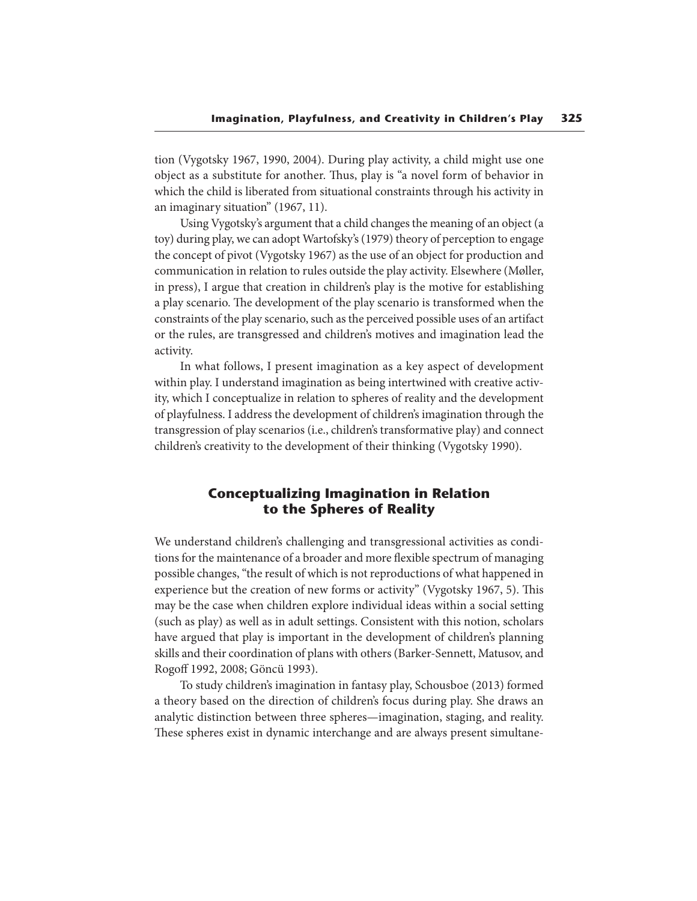tion (Vygotsky 1967, 1990, 2004). During play activity, a child might use one object as a substitute for another. Thus, play is "a novel form of behavior in which the child is liberated from situational constraints through his activity in an imaginary situation" (1967, 11).

Using Vygotsky's argument that a child changes the meaning of an object (a toy) during play, we can adopt Wartofsky's (1979) theory of perception to engage the concept of pivot (Vygotsky 1967) as the use of an object for production and communication in relation to rules outside the play activity. Elsewhere (Møller, in press), I argue that creation in children's play is the motive for establishing a play scenario. The development of the play scenario is transformed when the constraints of the play scenario, such as the perceived possible uses of an artifact or the rules, are transgressed and children's motives and imagination lead the activity.

In what follows, I present imagination as a key aspect of development within play. I understand imagination as being intertwined with creative activity, which I conceptualize in relation to spheres of reality and the development of playfulness. I address the development of children's imagination through the transgression of play scenarios (i.e., children's transformative play) and connect children's creativity to the development of their thinking (Vygotsky 1990).

## Conceptualizing Imagination in Relation to the Spheres of Reality

We understand children's challenging and transgressional activities as conditions for the maintenance of a broader and more flexible spectrum of managing possible changes, "the result of which is not reproductions of what happened in experience but the creation of new forms or activity" (Vygotsky 1967, 5). This may be the case when children explore individual ideas within a social setting (such as play) as well as in adult settings. Consistent with this notion, scholars have argued that play is important in the development of children's planning skills and their coordination of plans with others (Barker-Sennett, Matusov, and Rogoff 1992, 2008; Göncü 1993).

To study children's imagination in fantasy play, Schousboe (2013) formed a theory based on the direction of children's focus during play. She draws an analytic distinction between three spheres—imagination, staging, and reality. These spheres exist in dynamic interchange and are always present simultane-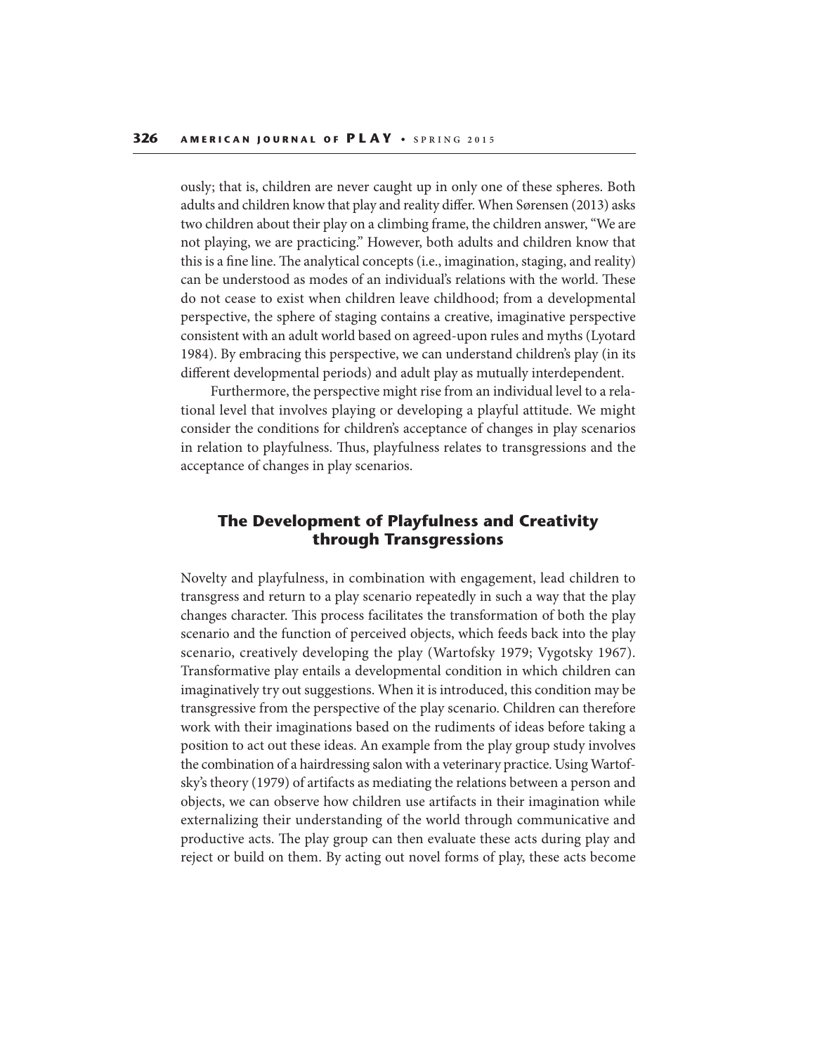ously; that is, children are never caught up in only one of these spheres. Both adults and children know that play and reality differ. When Sørensen (2013) asks two children about their play on a climbing frame, the children answer, "We are not playing, we are practicing." However, both adults and children know that this is a fine line. The analytical concepts (i.e., imagination, staging, and reality) can be understood as modes of an individual's relations with the world. These do not cease to exist when children leave childhood; from a developmental perspective, the sphere of staging contains a creative, imaginative perspective consistent with an adult world based on agreed-upon rules and myths (Lyotard 1984). By embracing this perspective, we can understand children's play (in its different developmental periods) and adult play as mutually interdependent.

Furthermore, the perspective might rise from an individual level to a relational level that involves playing or developing a playful attitude. We might consider the conditions for children's acceptance of changes in play scenarios in relation to playfulness. Thus, playfulness relates to transgressions and the acceptance of changes in play scenarios.

## The Development of Playfulness and Creativity through Transgressions

Novelty and playfulness, in combination with engagement, lead children to transgress and return to a play scenario repeatedly in such a way that the play changes character. This process facilitates the transformation of both the play scenario and the function of perceived objects, which feeds back into the play scenario, creatively developing the play (Wartofsky 1979; Vygotsky 1967). Transformative play entails a developmental condition in which children can imaginatively try out suggestions. When it is introduced, this condition may be transgressive from the perspective of the play scenario. Children can therefore work with their imaginations based on the rudiments of ideas before taking a position to act out these ideas. An example from the play group study involves the combination of a hairdressing salon with a veterinary practice. Using Wartofsky's theory (1979) of artifacts as mediating the relations between a person and objects, we can observe how children use artifacts in their imagination while externalizing their understanding of the world through communicative and productive acts. The play group can then evaluate these acts during play and reject or build on them. By acting out novel forms of play, these acts become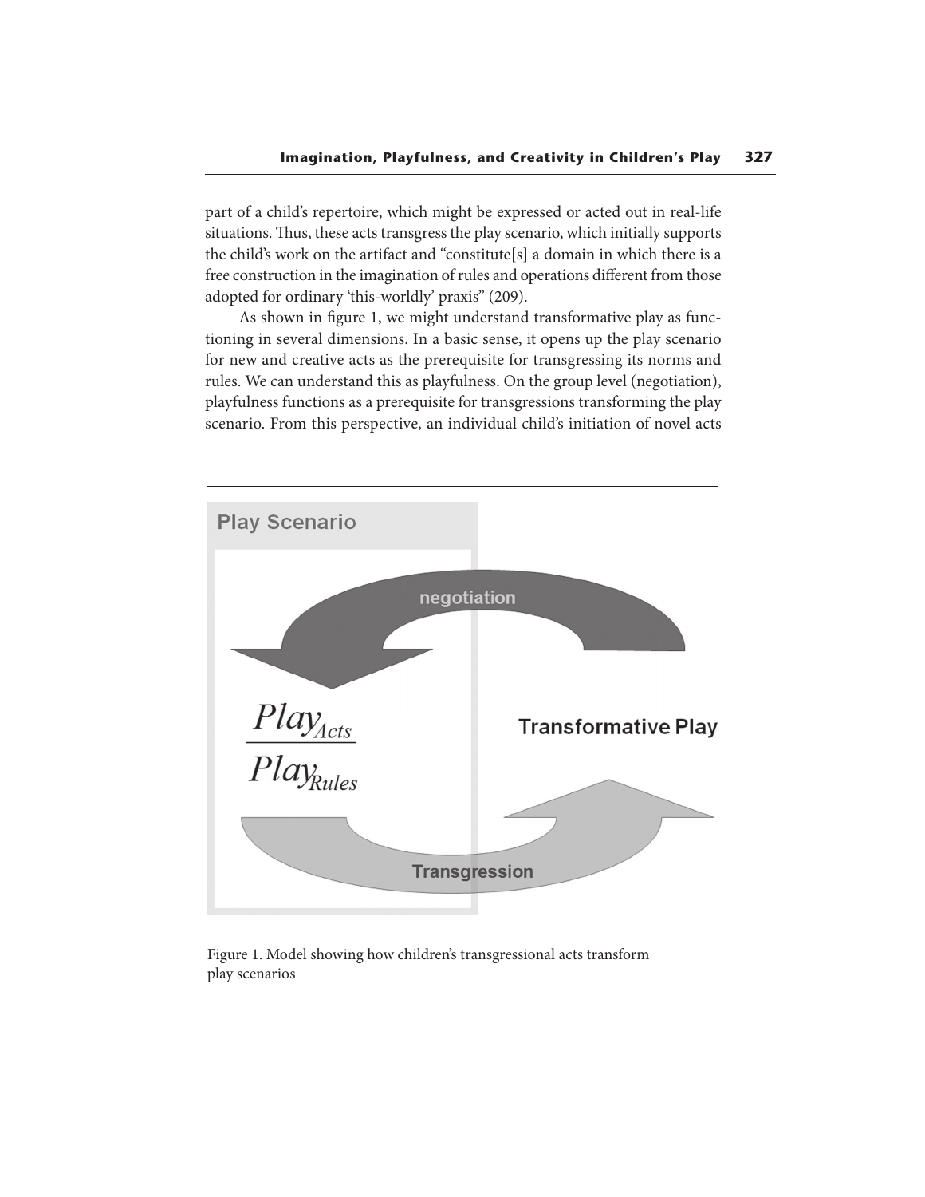part of a child's repertoire, which might be expressed or acted out in real-life situations. Thus, these acts transgress the play scenario, which initially supports the child's work on the artifact and "constitute[s] a domain in which there is a free construction in the imagination of rules and operations different from those adopted for ordinary 'this-worldly' praxis" (209).

As shown in figure 1, we might understand transformative play as functioning in several dimensions. In a basic sense, it opens up the play scenario for new and creative acts as the prerequisite for transgressing its norms and rules. We can understand this as playfulness. On the group level (negotiation), playfulness functions as a prerequisite for transgressions transforming the play scenario. From this perspective, an individual child's initiation of novel acts

Play Scenario

negotiation

$$\frac{Play_{Acts}}{Play_{Rules}}$$

Transformative Play

Transgression

Figure 1. Model showing how children's transgressional acts transform play scenarios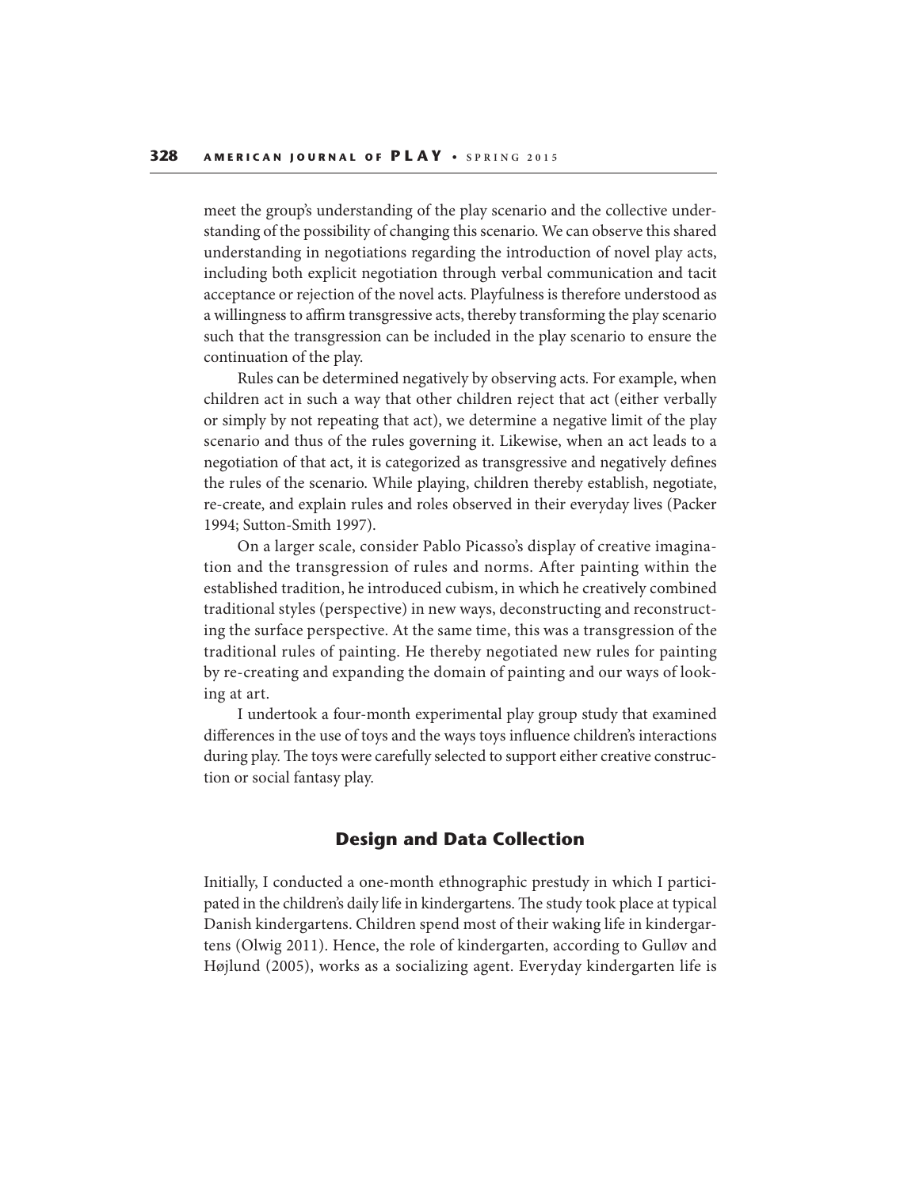meet the group's understanding of the play scenario and the collective understanding of the possibility of changing this scenario. We can observe this shared understanding in negotiations regarding the introduction of novel play acts, including both explicit negotiation through verbal communication and tacit acceptance or rejection of the novel acts. Playfulness is therefore understood as a willingness to affirm transgressive acts, thereby transforming the play scenario such that the transgression can be included in the play scenario to ensure the continuation of the play.

Rules can be determined negatively by observing acts. For example, when children act in such a way that other children reject that act (either verbally or simply by not repeating that act), we determine a negative limit of the play scenario and thus of the rules governing it. Likewise, when an act leads to a negotiation of that act, it is categorized as transgressive and negatively defines the rules of the scenario. While playing, children thereby establish, negotiate, re-create, and explain rules and roles observed in their everyday lives (Packer 1994; Sutton-Smith 1997).

On a larger scale, consider Pablo Picasso's display of creative imagination and the transgression of rules and norms. After painting within the established tradition, he introduced cubism, in which he creatively combined traditional styles (perspective) in new ways, deconstructing and reconstructing the surface perspective. At the same time, this was a transgression of the traditional rules of painting. He thereby negotiated new rules for painting by re-creating and expanding the domain of painting and our ways of looking at art.

I undertook a four-month experimental play group study that examined differences in the use of toys and the ways toys influence children's interactions during play. The toys were carefully selected to support either creative construction or social fantasy play.

## Design and Data Collection

Initially, I conducted a one-month ethnographic prestudy in which I participated in the children's daily life in kindergartens. The study took place at typical Danish kindergartens. Children spend most of their waking life in kindergartens (Olwig 2011). Hence, the role of kindergarten, according to Gulløv and Højlund (2005), works as a socializing agent. Everyday kindergarten life is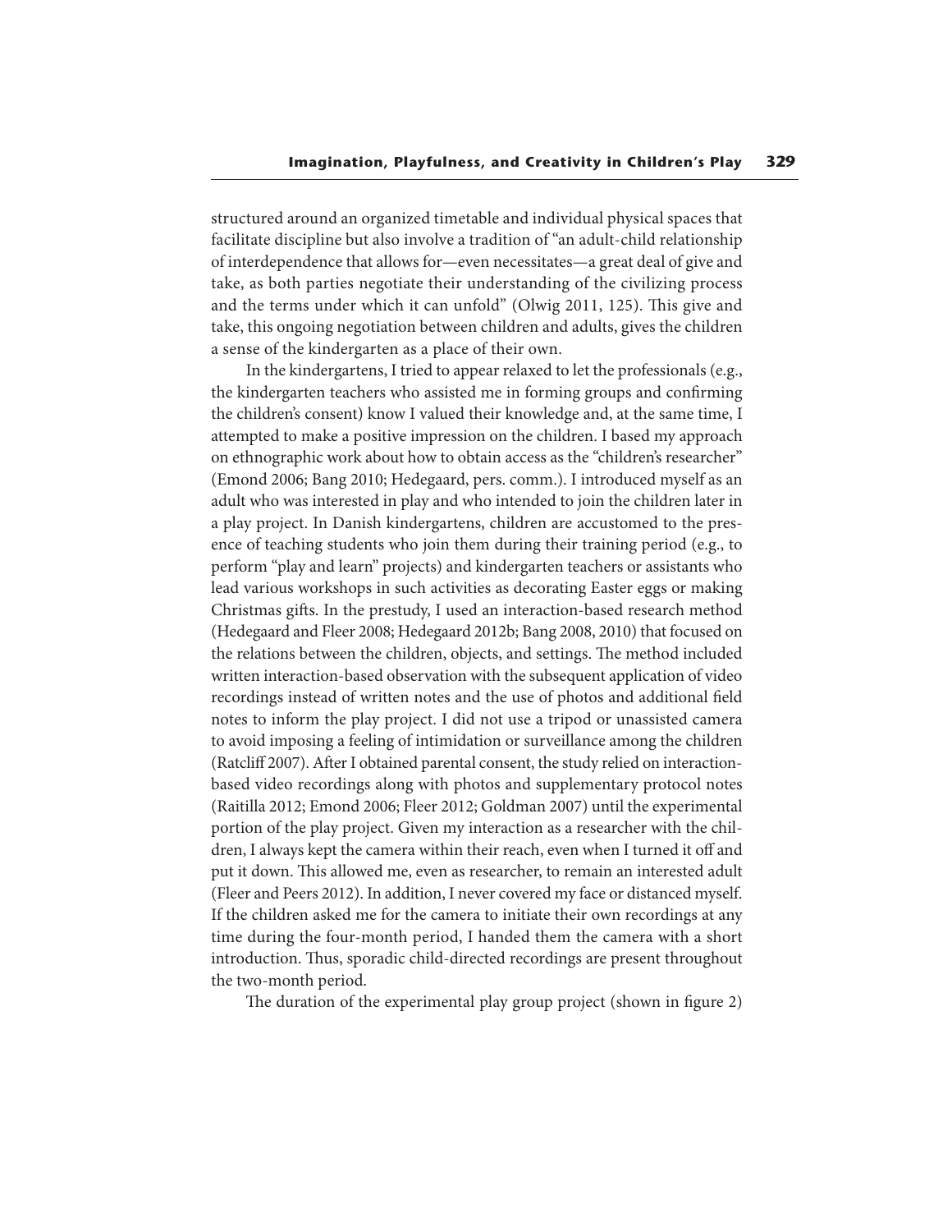structured around an organized timetable and individual physical spaces that facilitate discipline but also involve a tradition of "an adult-child relationship of interdependence that allows for—even necessitates—a great deal of give and take, as both parties negotiate their understanding of the civilizing process and the terms under which it can unfold" (Olwig 2011, 125). This give and take, this ongoing negotiation between children and adults, gives the children a sense of the kindergarten as a place of their own.

In the kindergartens, I tried to appear relaxed to let the professionals (e.g., the kindergarten teachers who assisted me in forming groups and confirming the children's consent) know I valued their knowledge and, at the same time, I attempted to make a positive impression on the children. I based my approach on ethnographic work about how to obtain access as the "children's researcher" (Emond 2006; Bang 2010; Hedegaard, pers. comm.). I introduced myself as an adult who was interested in play and who intended to join the children later in a play project. In Danish kindergartens, children are accustomed to the presence of teaching students who join them during their training period (e.g., to perform "play and learn" projects) and kindergarten teachers or assistants who lead various workshops in such activities as decorating Easter eggs or making Christmas gifts. In the prestudy, I used an interaction-based research method (Hedegaard and Fleer 2008; Hedegaard 2012b; Bang 2008, 2010) that focused on the relations between the children, objects, and settings. The method included written interaction-based observation with the subsequent application of video recordings instead of written notes and the use of photos and additional field notes to inform the play project. I did not use a tripod or unassisted camera to avoid imposing a feeling of intimidation or surveillance among the children (Ratcliff 2007). After I obtained parental consent, the study relied on interaction-based video recordings along with photos and supplementary protocol notes (Raitilla 2012; Emond 2006; Fleer 2012; Goldman 2007) until the experimental portion of the play project. Given my interaction as a researcher with the children, I always kept the camera within their reach, even when I turned it off and put it down. This allowed me, even as researcher, to remain an interested adult (Fleer and Peers 2012). In addition, I never covered my face or distanced myself. If the children asked me for the camera to initiate their own recordings at any time during the four-month period, I handed them the camera with a short introduction. Thus, sporadic child-directed recordings are present throughout the two-month period.

The duration of the experimental play group project (shown in figure 2)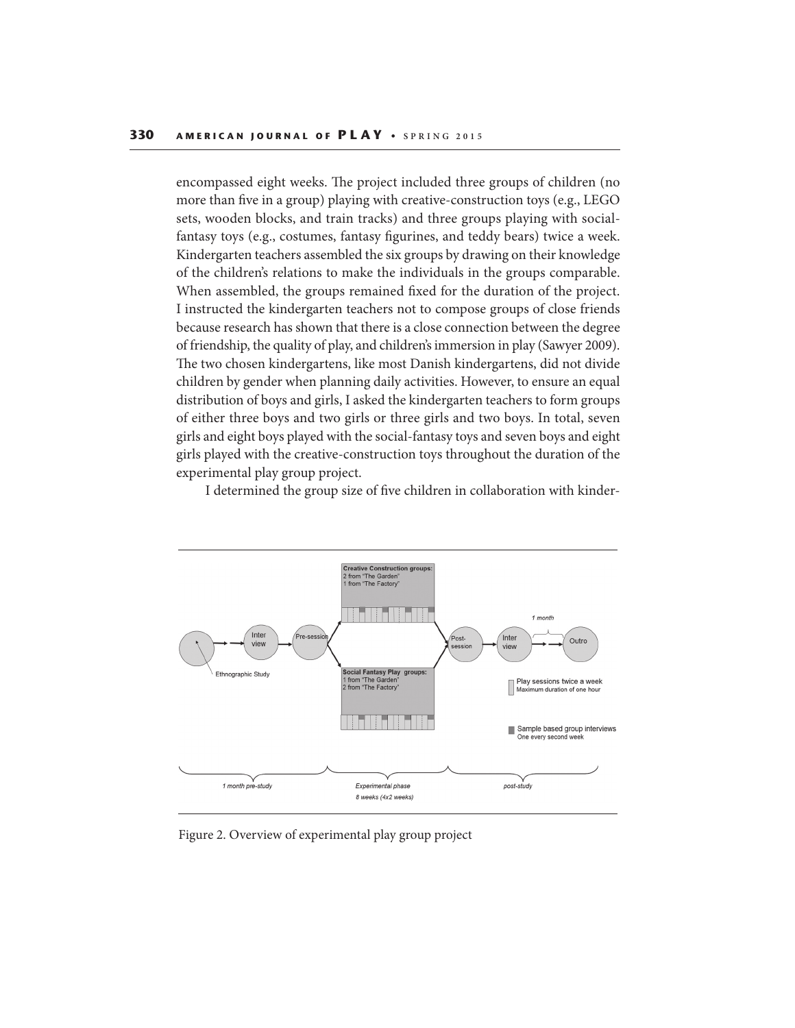encompassed eight weeks. The project included three groups of children (no more than five in a group) playing with creative-construction toys (e.g., LEGO sets, wooden blocks, and train tracks) and three groups playing with social-fantasy toys (e.g., costumes, fantasy figurines, and teddy bears) twice a week. Kindergarten teachers assembled the six groups by drawing on their knowledge of the children's relations to make the individuals in the groups comparable. When assembled, the groups remained fixed for the duration of the project. I instructed the kindergarten teachers not to compose groups of close friends because research has shown that there is a close connection between the degree of friendship, the quality of play, and children's immersion in play (Sawyer 2009). The two chosen kindergartens, like most Danish kindergartens, did not divide children by gender when planning daily activities. However, to ensure an equal distribution of boys and girls, I asked the kindergarten teachers to form groups of either three boys and two girls or three girls and two boys. In total, seven girls and eight boys played with the social-fantasy toys and seven boys and eight girls played with the creative-construction toys throughout the duration of the experimental play group project.

I determined the group size of five children in collaboration with kinder-

Figure 2. Overview of experimental play group project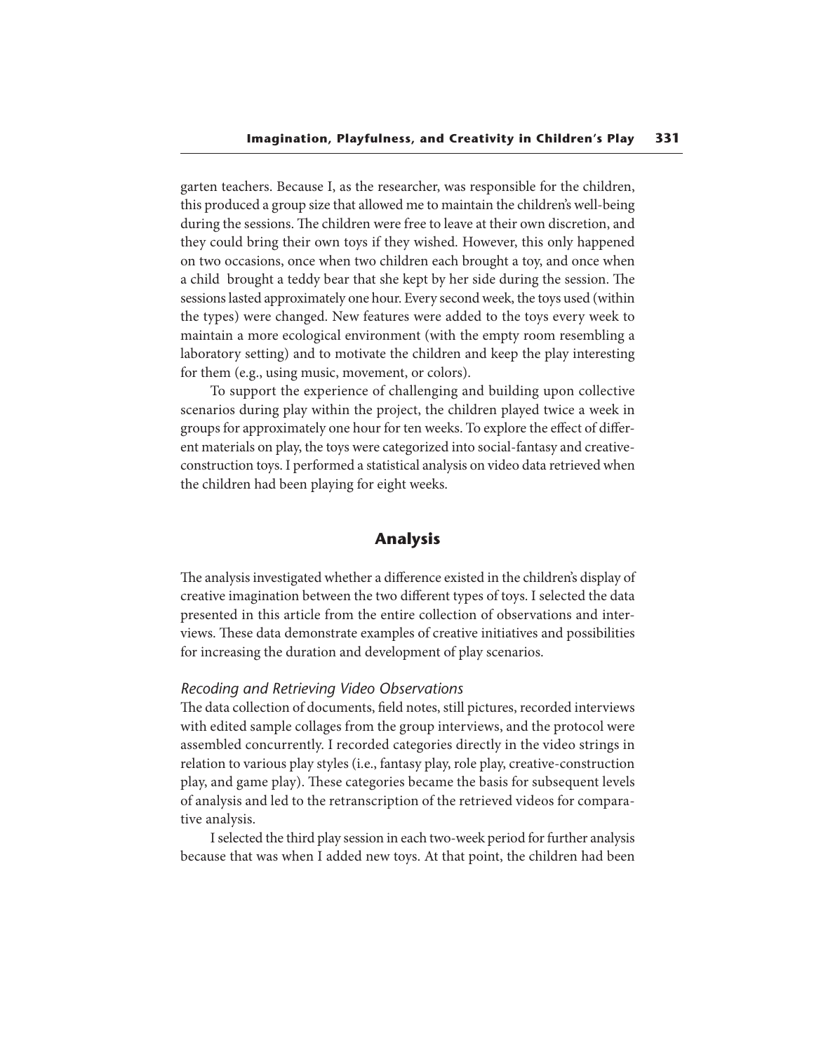garten teachers. Because I, as the researcher, was responsible for the children, this produced a group size that allowed me to maintain the children's well-being during the sessions. The children were free to leave at their own discretion, and they could bring their own toys if they wished. However, this only happened on two occasions, once when two children each brought a toy, and once when a child brought a teddy bear that she kept by her side during the session. The sessions lasted approximately one hour. Every second week, the toys used (within the types) were changed. New features were added to the toys every week to maintain a more ecological environment (with the empty room resembling a laboratory setting) and to motivate the children and keep the play interesting for them (e.g., using music, movement, or colors).

To support the experience of challenging and building upon collective scenarios during play within the project, the children played twice a week in groups for approximately one hour for ten weeks. To explore the effect of different materials on play, the toys were categorized into social-fantasy and creative-construction toys. I performed a statistical analysis on video data retrieved when the children had been playing for eight weeks.

## Analysis

The analysis investigated whether a difference existed in the children's display of creative imagination between the two different types of toys. I selected the data presented in this article from the entire collection of observations and interviews. These data demonstrate examples of creative initiatives and possibilities for increasing the duration and development of play scenarios.

### *Recoding and Retrieving Video Observations*

The data collection of documents, field notes, still pictures, recorded interviews with edited sample collages from the group interviews, and the protocol were assembled concurrently. I recorded categories directly in the video strings in relation to various play styles (i.e., fantasy play, role play, creative-construction play, and game play). These categories became the basis for subsequent levels of analysis and led to the retranscription of the retrieved videos for comparative analysis.

I selected the third play session in each two-week period for further analysis because that was when I added new toys. At that point, the children had been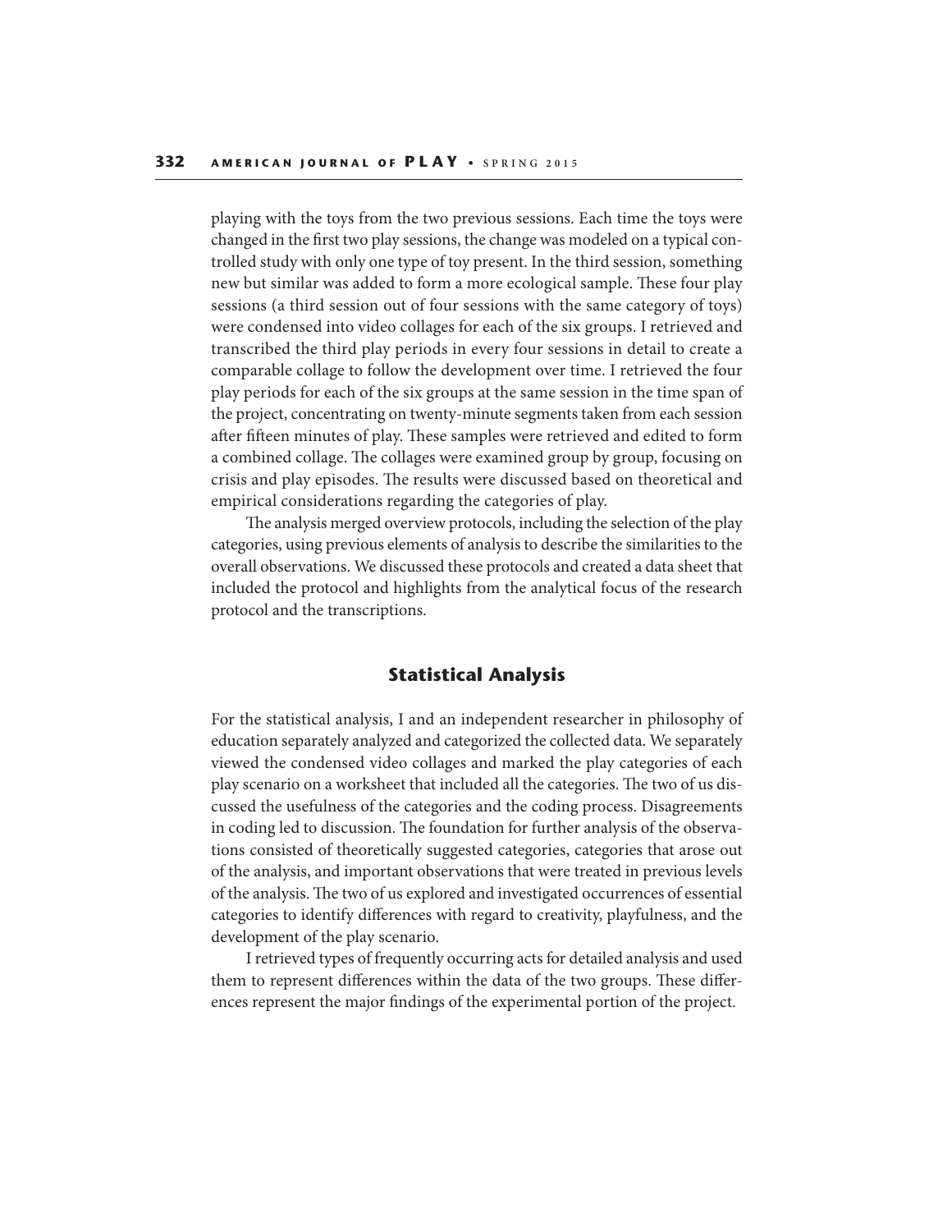playing with the toys from the two previous sessions. Each time the toys were changed in the first two play sessions, the change was modeled on a typical controlled study with only one type of toy present. In the third session, something new but similar was added to form a more ecological sample. These four play sessions (a third session out of four sessions with the same category of toys) were condensed into video collages for each of the six groups. I retrieved and transcribed the third play periods in every four sessions in detail to create a comparable collage to follow the development over time. I retrieved the four play periods for each of the six groups at the same session in the time span of the project, concentrating on twenty-minute segments taken from each session after fifteen minutes of play. These samples were retrieved and edited to form a combined collage. The collages were examined group by group, focusing on crisis and play episodes. The results were discussed based on theoretical and empirical considerations regarding the categories of play.

The analysis merged overview protocols, including the selection of the play categories, using previous elements of analysis to describe the similarities to the overall observations. We discussed these protocols and created a data sheet that included the protocol and highlights from the analytical focus of the research protocol and the transcriptions.

## Statistical Analysis

For the statistical analysis, I and an independent researcher in philosophy of education separately analyzed and categorized the collected data. We separately viewed the condensed video collages and marked the play categories of each play scenario on a worksheet that included all the categories. The two of us discussed the usefulness of the categories and the coding process. Disagreements in coding led to discussion. The foundation for further analysis of the observations consisted of theoretically suggested categories, categories that arose out of the analysis, and important observations that were treated in previous levels of the analysis. The two of us explored and investigated occurrences of essential categories to identify differences with regard to creativity, playfulness, and the development of the play scenario.

I retrieved types of frequently occurring acts for detailed analysis and used them to represent differences within the data of the two groups. These differences represent the major findings of the experimental portion of the project.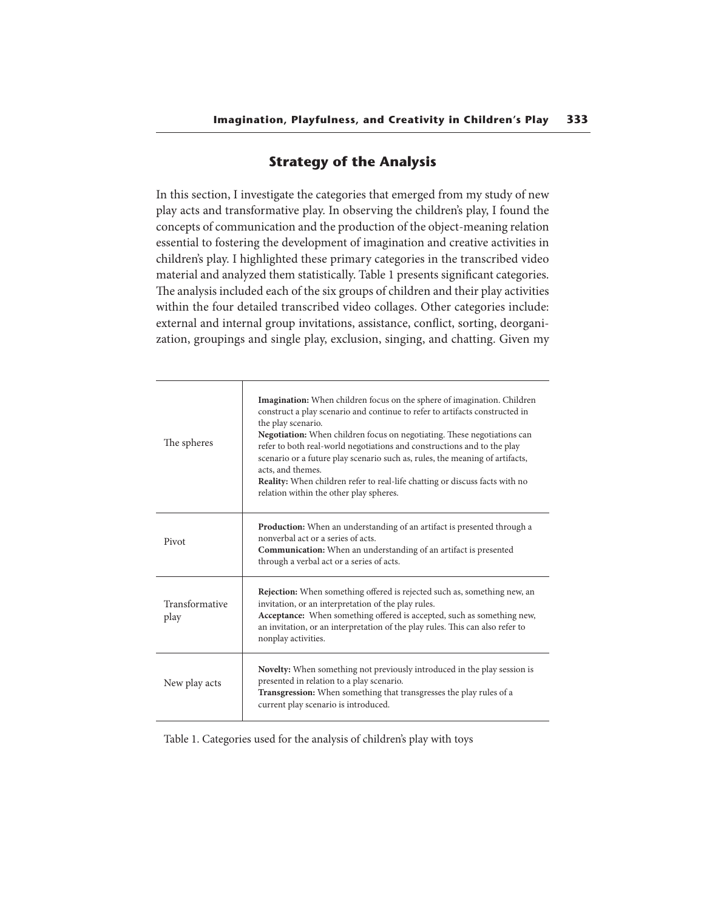## Strategy of the Analysis

In this section, I investigate the categories that emerged from my study of new play acts and transformative play. In observing the children's play, I found the concepts of communication and the production of the object-meaning relation essential to fostering the development of imagination and creative activities in children's play. I highlighted these primary categories in the transcribed video material and analyzed them statistically. Table 1 presents significant categories. The analysis included each of the six groups of children and their play activities within the four detailed transcribed video collages. Other categories include: external and internal group invitations, assistance, conflict, sorting, deorganization, groupings and single play, exclusion, singing, and chatting. Given my

| | |
|---|---|
| The spheres | **Imagination:** When children focus on the sphere of imagination. Children construct a play scenario and continue to refer to artifacts constructed in the play scenario.<br>**Negotiation:** When children focus on negotiating. These negotiations can refer to both real-world negotiations and constructions and to the play scenario or a future play scenario such as, rules, the meaning of artifacts, acts, and themes.<br>**Reality:** When children refer to real-life chatting or discuss facts with no relation within the other play spheres. |
| Pivot | **Production:** When an understanding of an artifact is presented through a nonverbal act or a series of acts.<br>**Communication:** When an understanding of an artifact is presented through a verbal act or a series of acts. |
| Transformative play | **Rejection:** When something offered is rejected such as, something new, an invitation, or an interpretation of the play rules.<br>**Acceptance:** When something offered is accepted, such as something new, an invitation, or an interpretation of the play rules. This can also refer to nonplay activities. |
| New play acts | **Novelty:** When something not previously introduced in the play session is presented in relation to a play scenario.<br>**Transgression:** When something that transgresses the play rules of a current play scenario is introduced. |

Table 1. Categories used for the analysis of children's play with toys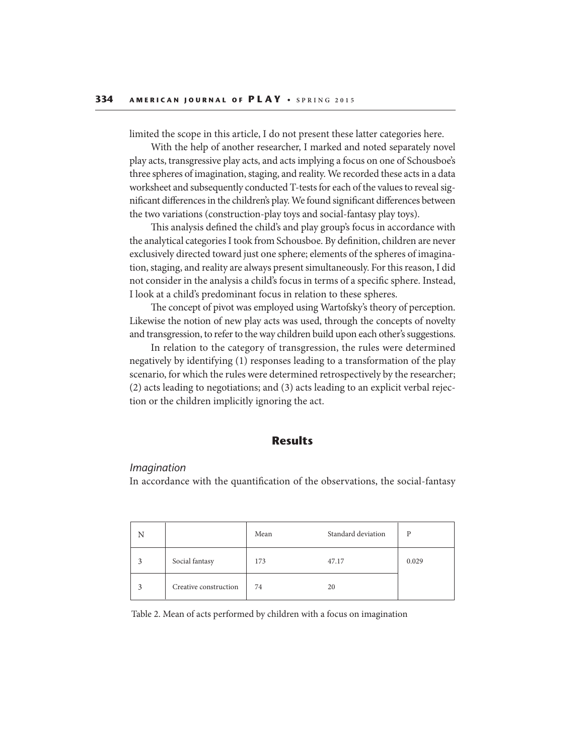limited the scope in this article, I do not present these latter categories here.

With the help of another researcher, I marked and noted separately novel play acts, transgressive play acts, and acts implying a focus on one of Schousboe's three spheres of imagination, staging, and reality. We recorded these acts in a data worksheet and subsequently conducted T-tests for each of the values to reveal significant differences in the children's play. We found significant differences between the two variations (construction-play toys and social-fantasy play toys).

This analysis defined the child's and play group's focus in accordance with the analytical categories I took from Schousboe. By definition, children are never exclusively directed toward just one sphere; elements of the spheres of imagination, staging, and reality are always present simultaneously. For this reason, I did not consider in the analysis a child's focus in terms of a specific sphere. Instead, I look at a child's predominant focus in relation to these spheres.

The concept of pivot was employed using Wartofsky's theory of perception. Likewise the notion of new play acts was used, through the concepts of novelty and transgression, to refer to the way children build upon each other's suggestions.

In relation to the category of transgression, the rules were determined negatively by identifying (1) responses leading to a transformation of the play scenario, for which the rules were determined retrospectively by the researcher; (2) acts leading to negotiations; and (3) acts leading to an explicit verbal rejection or the children implicitly ignoring the act.

## Results

### *Imagination*

In accordance with the quantification of the observations, the social-fantasy

| N | | Mean | Standard deviation | P |
|---|---|---|---|---|
| 3 | Social fantasy | 173 | 47.17 | 0.029 |
| 3 | Creative construction | 74 | 20 | |

Table 2. Mean of acts performed by children with a focus on imagination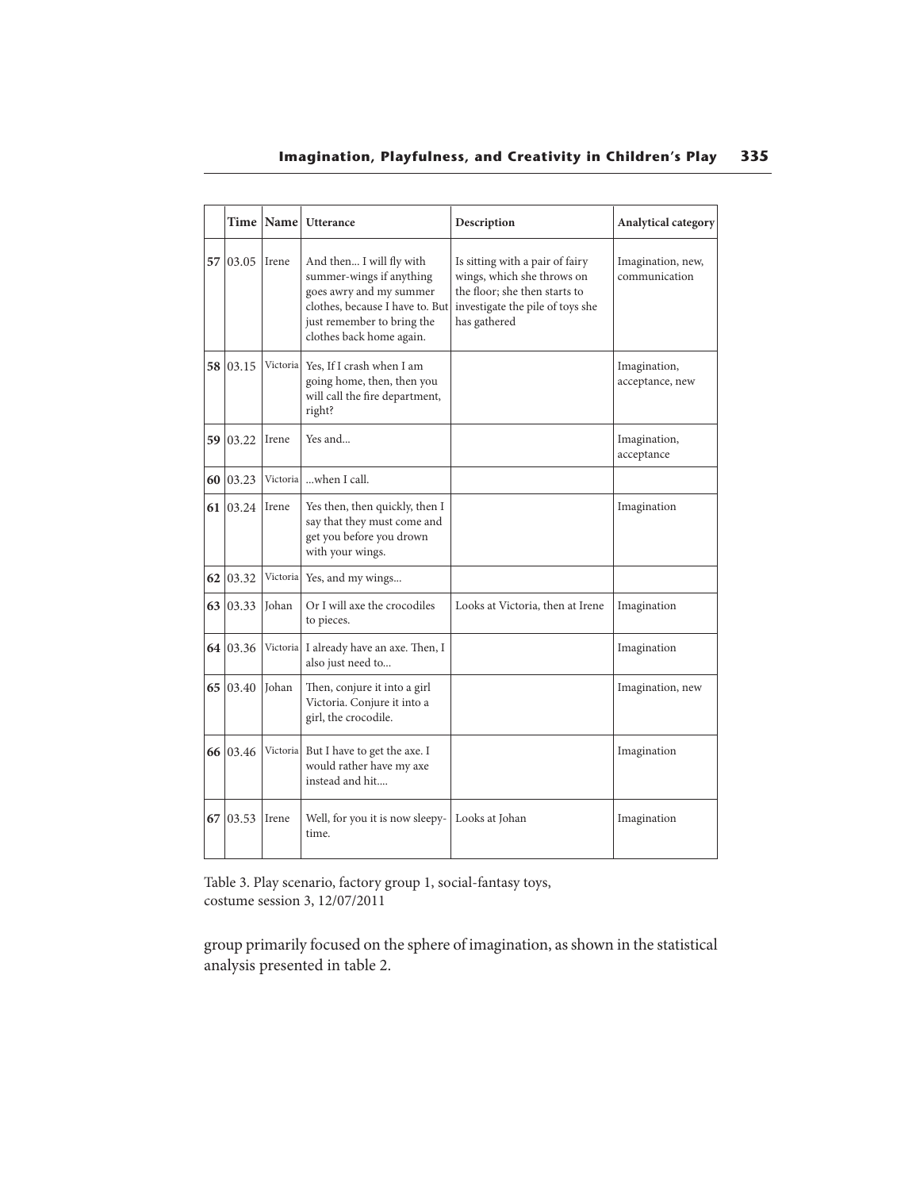| | Time | Name | Utterance | Description | Analytical category |
|---|---|---|---|---|---|
| **57** | 03.05 | Irene | And then... I will fly with summer-wings if anything goes awry and my summer clothes, because I have to. But just remember to bring the clothes back home again. | Is sitting with a pair of fairy wings, which she throws on the floor; she then starts to investigate the pile of toys she has gathered | Imagination, new, communication |
| **58** | 03.15 | Victoria | Yes, If I crash when I am going home, then, then you will call the fire department, right? | | Imagination, acceptance, new |
| **59** | 03.22 | Irene | Yes and... | | Imagination, acceptance |
| **60** | 03.23 | Victoria | ...when I call. | | |
| **61** | 03.24 | Irene | Yes then, then quickly, then I say that they must come and get you before you drown with your wings. | | Imagination |
| **62** | 03.32 | Victoria | Yes, and my wings... | | |
| **63** | 03.33 | Johan | Or I will axe the crocodiles to pieces. | Looks at Victoria, then at Irene | Imagination |
| **64** | 03.36 | Victoria | I already have an axe. Then, I also just need to... | | Imagination |
| **65** | 03.40 | Johan | Then, conjure it into a girl Victoria. Conjure it into a girl, the crocodile. | | Imagination, new |
| **66** | 03.46 | Victoria | But I have to get the axe. I would rather have my axe instead and hit.... | | Imagination |
| **67** | 03.53 | Irene | Well, for you it is now sleepy-time. | Looks at Johan | Imagination |

Table 3. Play scenario, factory group 1, social-fantasy toys, costume session 3, 12/07/2011

group primarily focused on the sphere of imagination, as shown in the statistical analysis presented in table 2.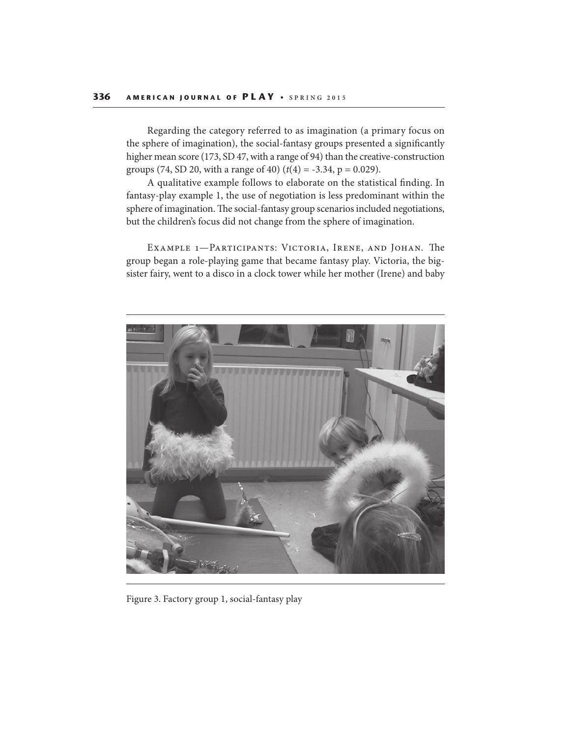Regarding the category referred to as imagination (a primary focus on the sphere of imagination), the social-fantasy groups presented a significantly higher mean score (173, SD 47, with a range of 94) than the creative-construction groups (74, SD 20, with a range of 40) ($t(4) = -3.34$, $p = 0.029$).

A qualitative example follows to elaborate on the statistical finding. In fantasy-play example 1, the use of negotiation is less predominant within the sphere of imagination. The social-fantasy group scenarios included negotiations, but the children's focus did not change from the sphere of imagination.

Example 1—Participants: Victoria, Irene, and Johan. The group began a role-playing game that became fantasy play. Victoria, the big-sister fairy, went to a disco in a clock tower while her mother (Irene) and baby

Figure 3. Factory group 1, social-fantasy play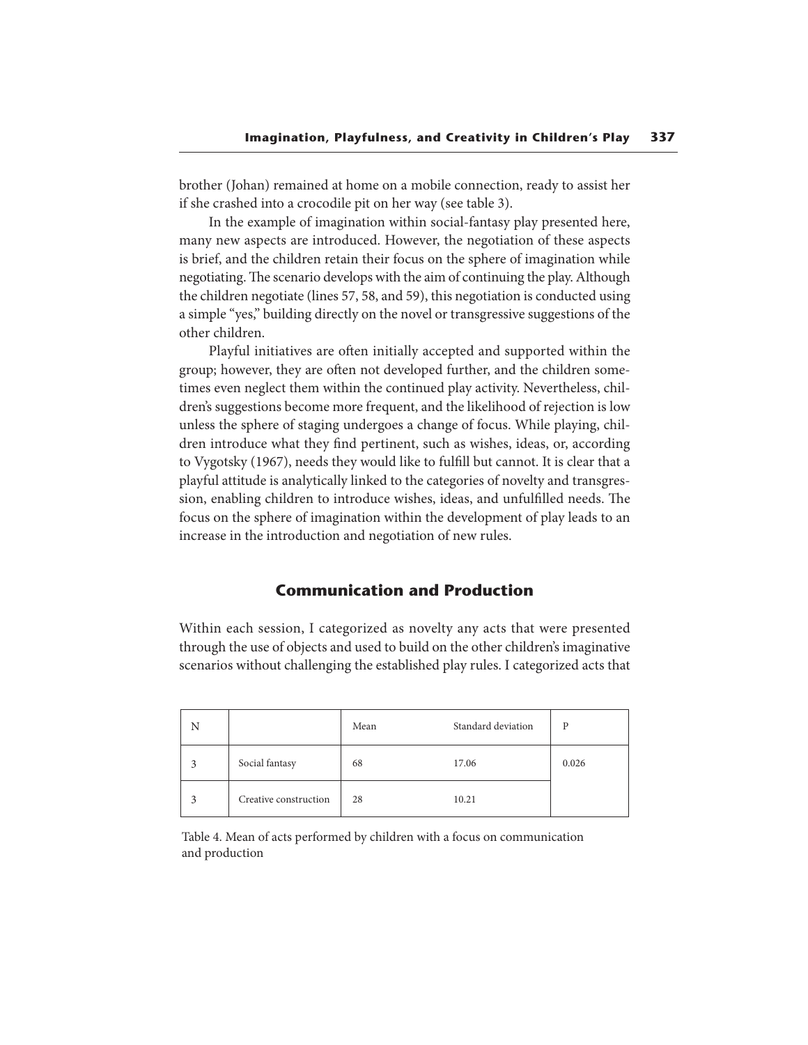brother (Johan) remained at home on a mobile connection, ready to assist her if she crashed into a crocodile pit on her way (see table 3).

In the example of imagination within social-fantasy play presented here, many new aspects are introduced. However, the negotiation of these aspects is brief, and the children retain their focus on the sphere of imagination while negotiating. The scenario develops with the aim of continuing the play. Although the children negotiate (lines 57, 58, and 59), this negotiation is conducted using a simple "yes," building directly on the novel or transgressive suggestions of the other children.

Playful initiatives are often initially accepted and supported within the group; however, they are often not developed further, and the children sometimes even neglect them within the continued play activity. Nevertheless, children's suggestions become more frequent, and the likelihood of rejection is low unless the sphere of staging undergoes a change of focus. While playing, children introduce what they find pertinent, such as wishes, ideas, or, according to Vygotsky (1967), needs they would like to fulfill but cannot. It is clear that a playful attitude is analytically linked to the categories of novelty and transgression, enabling children to introduce wishes, ideas, and unfulfilled needs. The focus on the sphere of imagination within the development of play leads to an increase in the introduction and negotiation of new rules.

## Communication and Production

Within each session, I categorized as novelty any acts that were presented through the use of objects and used to build on the other children's imaginative scenarios without challenging the established play rules. I categorized acts that

| N | | Mean | Standard deviation | P |
|---|---|---|---|---|
| 3 | Social fantasy | 68 | 17.06 | 0.026 |
| 3 | Creative construction | 28 | 10.21 | |

Table 4. Mean of acts performed by children with a focus on communication and production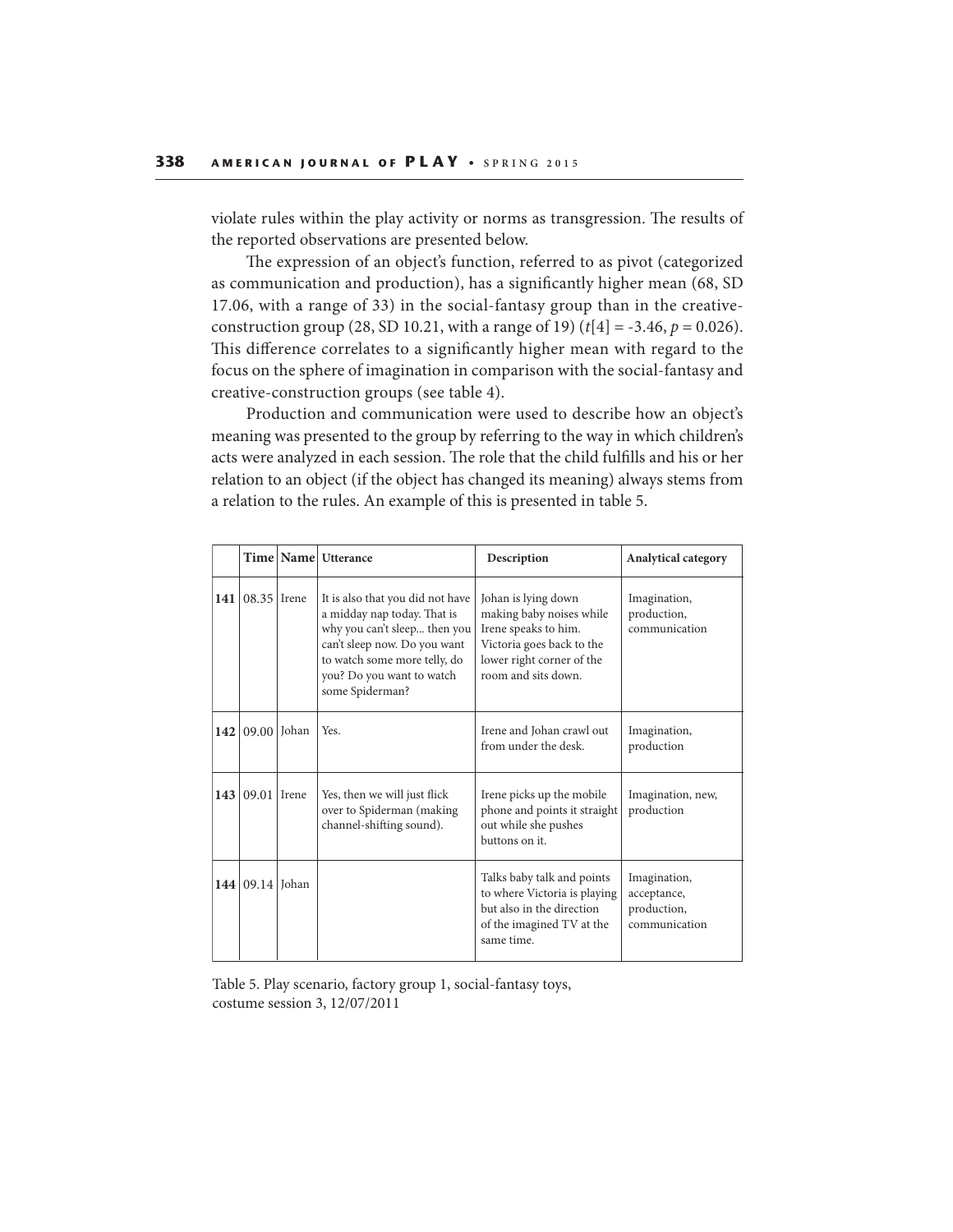violate rules within the play activity or norms as transgression. The results of the reported observations are presented below.

The expression of an object's function, referred to as pivot (categorized as communication and production), has a significantly higher mean (68, SD 17.06, with a range of 33) in the social-fantasy group than in the creative-construction group (28, SD 10.21, with a range of 19) ($t[4] = -3.46$, $p = 0.026$). This difference correlates to a significantly higher mean with regard to the focus on the sphere of imagination in comparison with the social-fantasy and creative-construction groups (see table 4).

Production and communication were used to describe how an object's meaning was presented to the group by referring to the way in which children's acts were analyzed in each session. The role that the child fulfills and his or her relation to an object (if the object has changed its meaning) always stems from a relation to the rules. An example of this is presented in table 5.

| | Time | Name | Utterance | Description | Analytical category |
|---|---|---|---|---|---|
| **141** | 08.35 | Irene | It is also that you did not have a midday nap today. That is why you can't sleep... then you can't sleep now. Do you want to watch some more telly, do you? Do you want to watch some Spiderman? | Johan is lying down making baby noises while Irene speaks to him. Victoria goes back to the lower right corner of the room and sits down. | Imagination, production, communication |
| **142** | 09.00 | Johan | Yes. | Irene and Johan crawl out from under the desk. | Imagination, production |
| **143** | 09.01 | Irene | Yes, then we will just flick over to Spiderman (making channel-shifting sound). | Irene picks up the mobile phone and points it straight out while she pushes buttons on it. | Imagination, new, production |
| **144** | 09.14 | Johan | | Talks baby talk and points to where Victoria is playing but also in the direction of the imagined TV at the same time. | Imagination, acceptance, production, communication |

Table 5. Play scenario, factory group 1, social-fantasy toys, costume session 3, 12/07/2011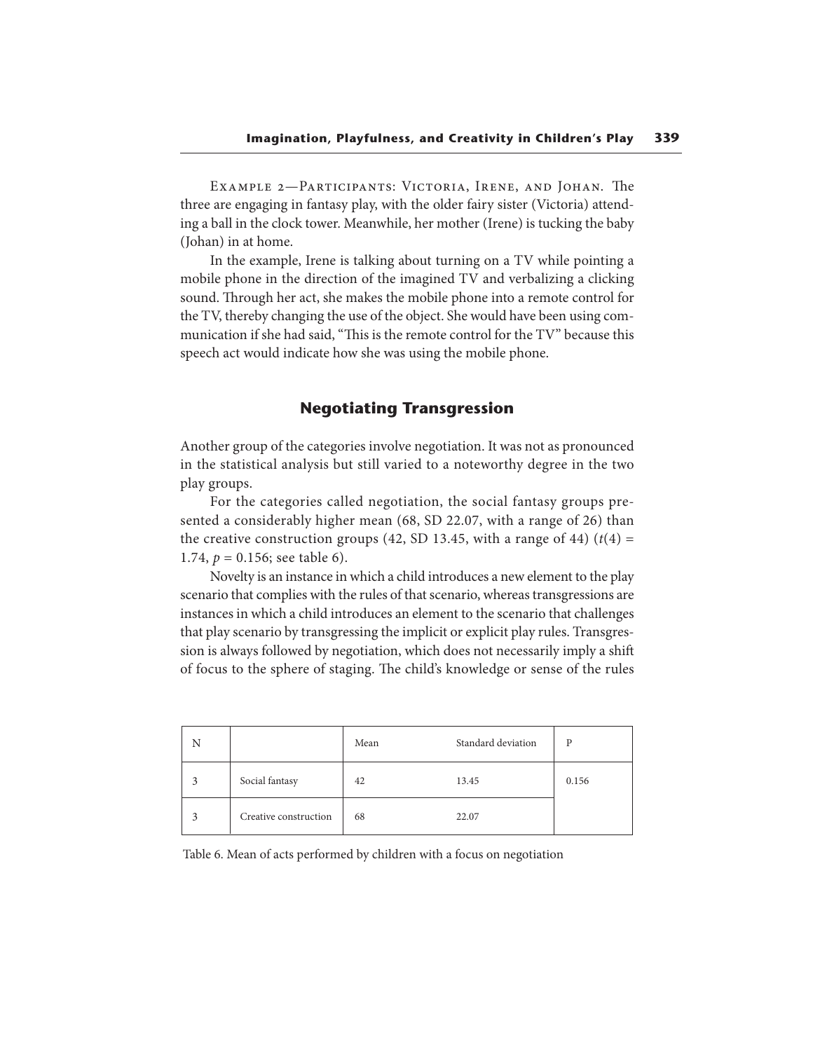Example 2—Participants: Victoria, Irene, and Johan. The three are engaging in fantasy play, with the older fairy sister (Victoria) attending a ball in the clock tower. Meanwhile, her mother (Irene) is tucking the baby (Johan) in at home.

In the example, Irene is talking about turning on a TV while pointing a mobile phone in the direction of the imagined TV and verbalizing a clicking sound. Through her act, she makes the mobile phone into a remote control for the TV, thereby changing the use of the object. She would have been using communication if she had said, "This is the remote control for the TV" because this speech act would indicate how she was using the mobile phone.

## Negotiating Transgression

Another group of the categories involve negotiation. It was not as pronounced in the statistical analysis but still varied to a noteworthy degree in the two play groups.

For the categories called negotiation, the social fantasy groups presented a considerably higher mean (68, SD 22.07, with a range of 26) than the creative construction groups (42, SD 13.45, with a range of 44) ($t(4) = 1.74$, $p = 0.156$; see table 6).

Novelty is an instance in which a child introduces a new element to the play scenario that complies with the rules of that scenario, whereas transgressions are instances in which a child introduces an element to the scenario that challenges that play scenario by transgressing the implicit or explicit play rules. Transgression is always followed by negotiation, which does not necessarily imply a shift of focus to the sphere of staging. The child's knowledge or sense of the rules

| N | | Mean | Standard deviation | P |
|---|---|---|---|---|
| 3 | Social fantasy | 42 | 13.45 | 0.156 |
| 3 | Creative construction | 68 | 22.07 | |

Table 6. Mean of acts performed by children with a focus on negotiation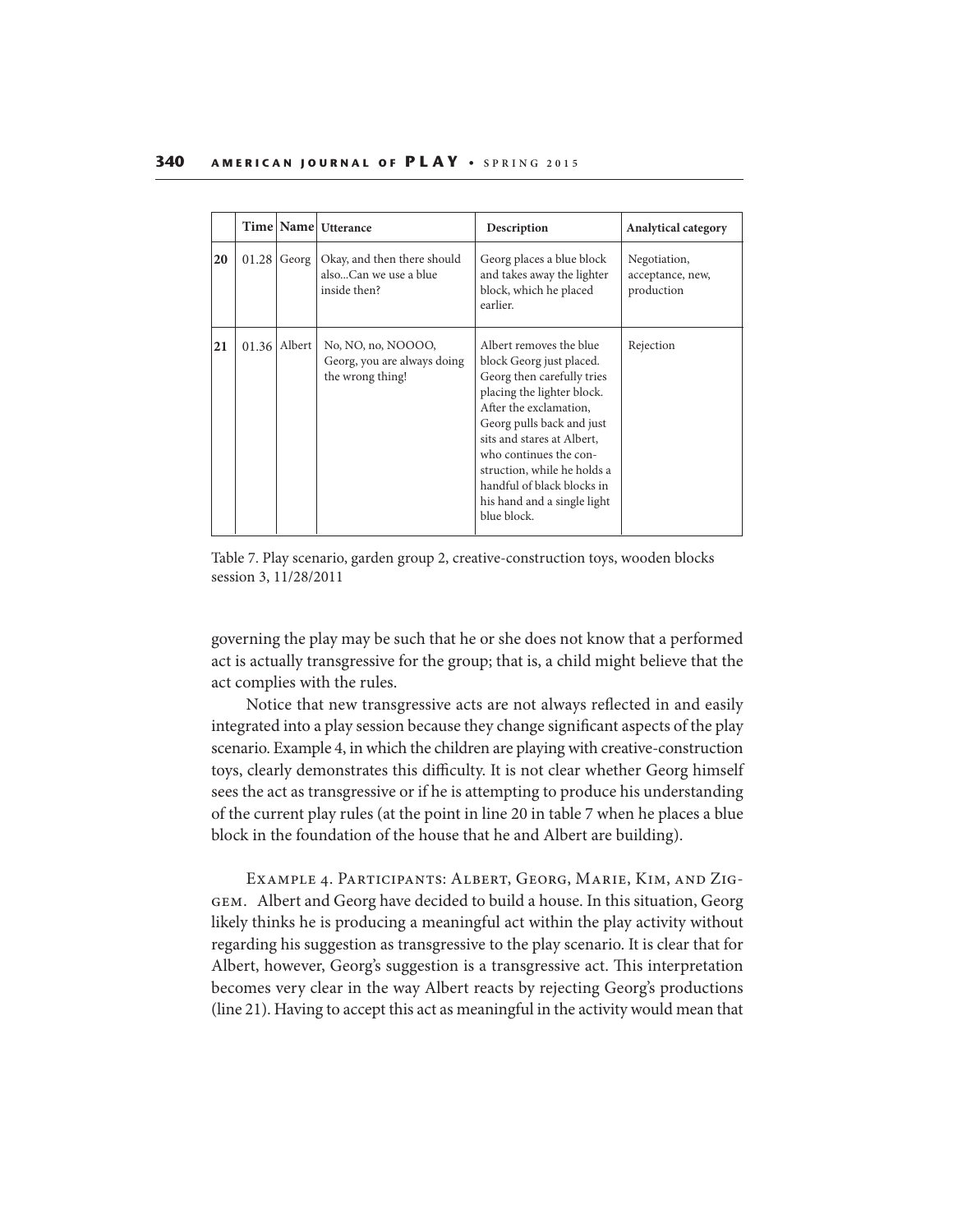| | Time | Name | Utterance | Description | Analytical category |
|---|---|---|---|---|---|
| **20** | 01.28 | Georg | Okay, and then there should also...Can we use a blue inside then? | Georg places a blue block and takes away the lighter block, which he placed earlier. | Negotiation, acceptance, new, production |
| **21** | 01.36 | Albert | No, NO, no, NOOOO, Georg, you are always doing the wrong thing! | Albert removes the blue block Georg just placed. Georg then carefully tries placing the lighter block. After the exclamation, Georg pulls back and just sits and stares at Albert, who continues the construction, while he holds a handful of black blocks in his hand and a single light blue block. | Rejection |

Table 7. Play scenario, garden group 2, creative-construction toys, wooden blocks session 3, 11/28/2011

governing the play may be such that he or she does not know that a performed act is actually transgressive for the group; that is, a child might believe that the act complies with the rules.

Notice that new transgressive acts are not always reflected in and easily integrated into a play session because they change significant aspects of the play scenario. Example 4, in which the children are playing with creative-construction toys, clearly demonstrates this difficulty. It is not clear whether Georg himself sees the act as transgressive or if he is attempting to produce his understanding of the current play rules (at the point in line 20 in table 7 when he places a blue block in the foundation of the house that he and Albert are building).

Example 4. Participants: Albert, Georg, Marie, Kim, and Ziggem. Albert and Georg have decided to build a house. In this situation, Georg likely thinks he is producing a meaningful act within the play activity without regarding his suggestion as transgressive to the play scenario. It is clear that for Albert, however, Georg's suggestion is a transgressive act. This interpretation becomes very clear in the way Albert reacts by rejecting Georg's productions (line 21). Having to accept this act as meaningful in the activity would mean that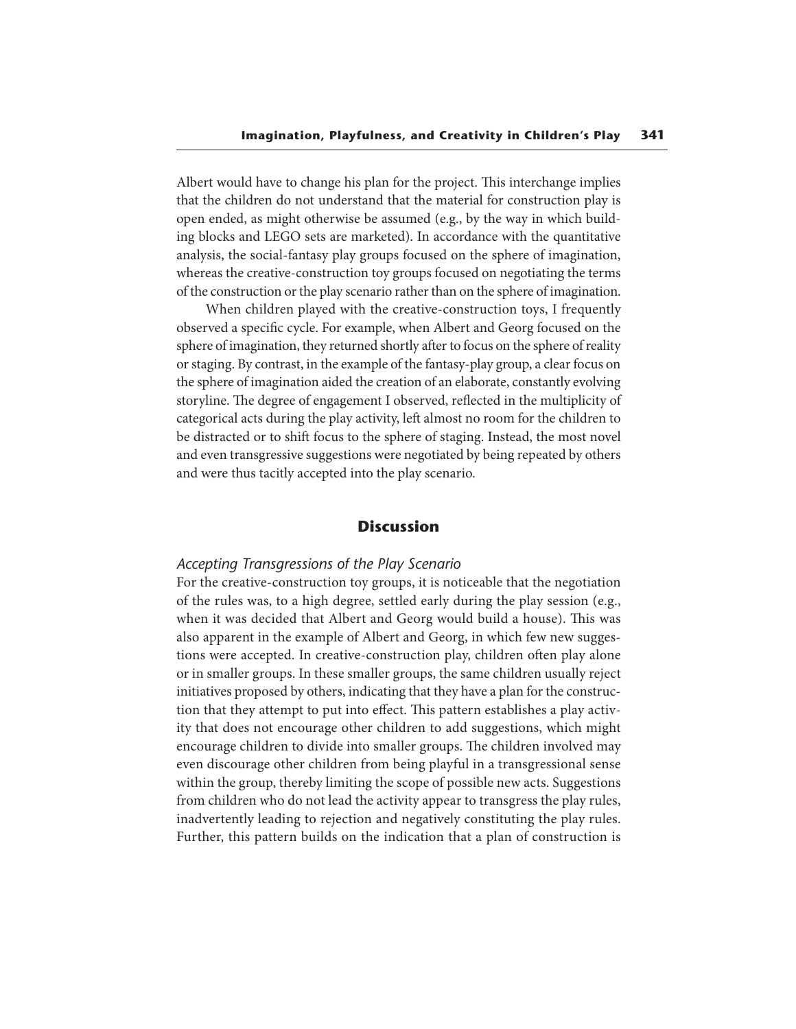Albert would have to change his plan for the project. This interchange implies that the children do not understand that the material for construction play is open ended, as might otherwise be assumed (e.g., by the way in which building blocks and LEGO sets are marketed). In accordance with the quantitative analysis, the social-fantasy play groups focused on the sphere of imagination, whereas the creative-construction toy groups focused on negotiating the terms of the construction or the play scenario rather than on the sphere of imagination.

When children played with the creative-construction toys, I frequently observed a specific cycle. For example, when Albert and Georg focused on the sphere of imagination, they returned shortly after to focus on the sphere of reality or staging. By contrast, in the example of the fantasy-play group, a clear focus on the sphere of imagination aided the creation of an elaborate, constantly evolving storyline. The degree of engagement I observed, reflected in the multiplicity of categorical acts during the play activity, left almost no room for the children to be distracted or to shift focus to the sphere of staging. Instead, the most novel and even transgressive suggestions were negotiated by being repeated by others and were thus tacitly accepted into the play scenario.

## Discussion

### *Accepting Transgressions of the Play Scenario*

For the creative-construction toy groups, it is noticeable that the negotiation of the rules was, to a high degree, settled early during the play session (e.g., when it was decided that Albert and Georg would build a house). This was also apparent in the example of Albert and Georg, in which few new suggestions were accepted. In creative-construction play, children often play alone or in smaller groups. In these smaller groups, the same children usually reject initiatives proposed by others, indicating that they have a plan for the construction that they attempt to put into effect. This pattern establishes a play activity that does not encourage other children to add suggestions, which might encourage children to divide into smaller groups. The children involved may even discourage other children from being playful in a transgressional sense within the group, thereby limiting the scope of possible new acts. Suggestions from children who do not lead the activity appear to transgress the play rules, inadvertently leading to rejection and negatively constituting the play rules. Further, this pattern builds on the indication that a plan of construction is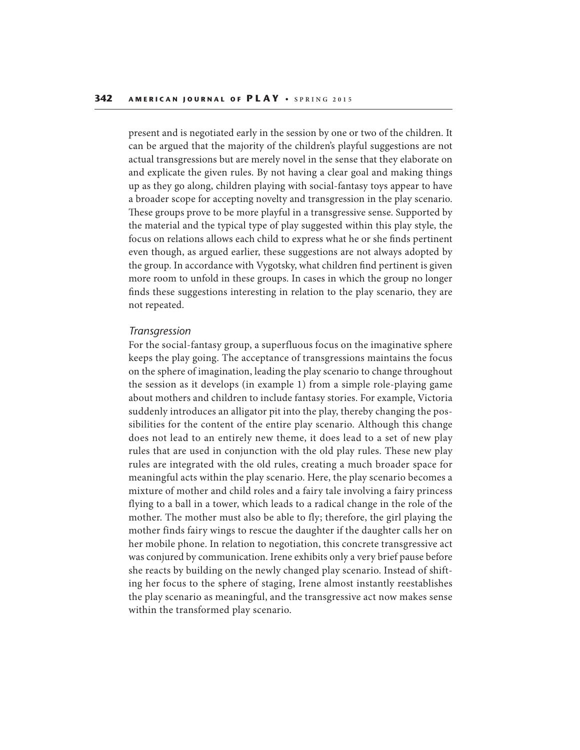present and is negotiated early in the session by one or two of the children. It can be argued that the majority of the children's playful suggestions are not actual transgressions but are merely novel in the sense that they elaborate on and explicate the given rules. By not having a clear goal and making things up as they go along, children playing with social-fantasy toys appear to have a broader scope for accepting novelty and transgression in the play scenario. These groups prove to be more playful in a transgressive sense. Supported by the material and the typical type of play suggested within this play style, the focus on relations allows each child to express what he or she finds pertinent even though, as argued earlier, these suggestions are not always adopted by the group. In accordance with Vygotsky, what children find pertinent is given more room to unfold in these groups. In cases in which the group no longer finds these suggestions interesting in relation to the play scenario, they are not repeated.

### *Transgression*

For the social-fantasy group, a superfluous focus on the imaginative sphere keeps the play going. The acceptance of transgressions maintains the focus on the sphere of imagination, leading the play scenario to change throughout the session as it develops (in example 1) from a simple role-playing game about mothers and children to include fantasy stories. For example, Victoria suddenly introduces an alligator pit into the play, thereby changing the possibilities for the content of the entire play scenario. Although this change does not lead to an entirely new theme, it does lead to a set of new play rules that are used in conjunction with the old play rules. These new play rules are integrated with the old rules, creating a much broader space for meaningful acts within the play scenario. Here, the play scenario becomes a mixture of mother and child roles and a fairy tale involving a fairy princess flying to a ball in a tower, which leads to a radical change in the role of the mother. The mother must also be able to fly; therefore, the girl playing the mother finds fairy wings to rescue the daughter if the daughter calls her on her mobile phone. In relation to negotiation, this concrete transgressive act was conjured by communication. Irene exhibits only a very brief pause before she reacts by building on the newly changed play scenario. Instead of shifting her focus to the sphere of staging, Irene almost instantly reestablishes the play scenario as meaningful, and the transgressive act now makes sense within the transformed play scenario.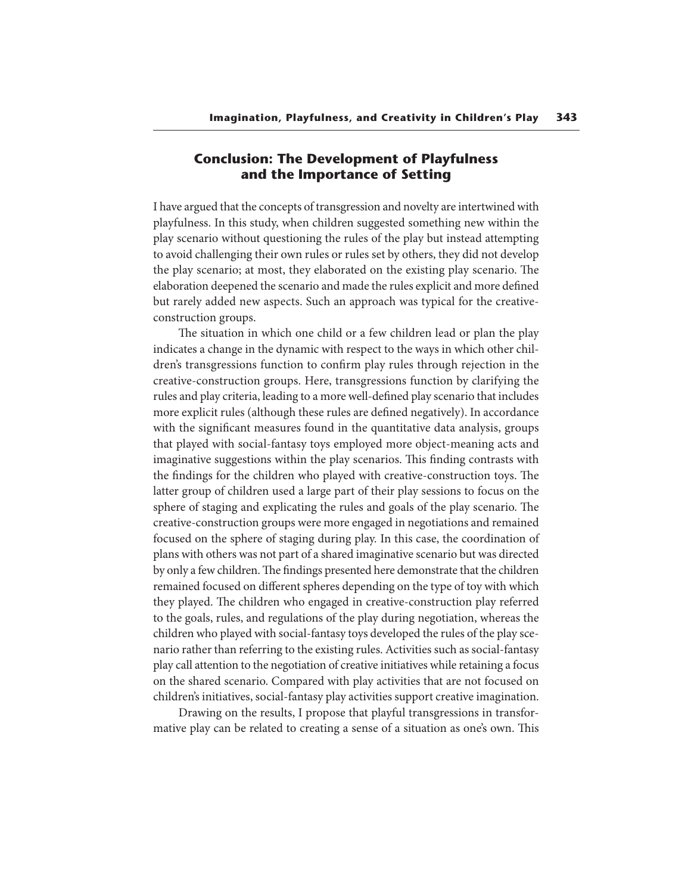## Conclusion: The Development of Playfulness and the Importance of Setting

I have argued that the concepts of transgression and novelty are intertwined with playfulness. In this study, when children suggested something new within the play scenario without questioning the rules of the play but instead attempting to avoid challenging their own rules or rules set by others, they did not develop the play scenario; at most, they elaborated on the existing play scenario. The elaboration deepened the scenario and made the rules explicit and more defined but rarely added new aspects. Such an approach was typical for the creative-construction groups.

The situation in which one child or a few children lead or plan the play indicates a change in the dynamic with respect to the ways in which other children's transgressions function to confirm play rules through rejection in the creative-construction groups. Here, transgressions function by clarifying the rules and play criteria, leading to a more well-defined play scenario that includes more explicit rules (although these rules are defined negatively). In accordance with the significant measures found in the quantitative data analysis, groups that played with social-fantasy toys employed more object-meaning acts and imaginative suggestions within the play scenarios. This finding contrasts with the findings for the children who played with creative-construction toys. The latter group of children used a large part of their play sessions to focus on the sphere of staging and explicating the rules and goals of the play scenario. The creative-construction groups were more engaged in negotiations and remained focused on the sphere of staging during play. In this case, the coordination of plans with others was not part of a shared imaginative scenario but was directed by only a few children. The findings presented here demonstrate that the children remained focused on different spheres depending on the type of toy with which they played. The children who engaged in creative-construction play referred to the goals, rules, and regulations of the play during negotiation, whereas the children who played with social-fantasy toys developed the rules of the play scenario rather than referring to the existing rules. Activities such as social-fantasy play call attention to the negotiation of creative initiatives while retaining a focus on the shared scenario. Compared with play activities that are not focused on children's initiatives, social-fantasy play activities support creative imagination.

Drawing on the results, I propose that playful transgressions in transformative play can be related to creating a sense of a situation as one's own. This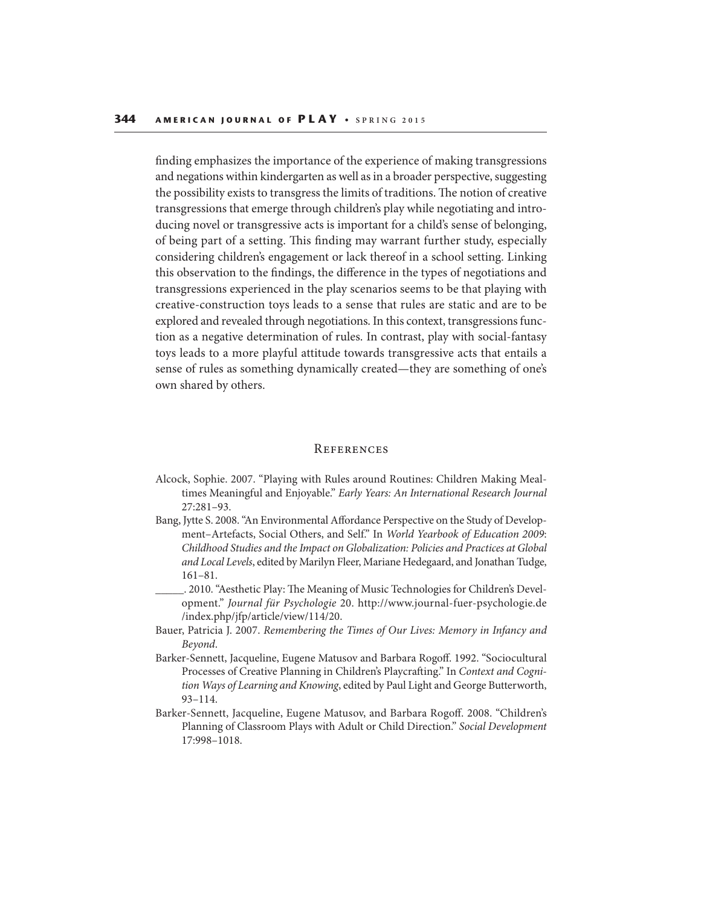finding emphasizes the importance of the experience of making transgressions and negations within kindergarten as well as in a broader perspective, suggesting the possibility exists to transgress the limits of traditions. The notion of creative transgressions that emerge through children's play while negotiating and introducing novel or transgressive acts is important for a child's sense of belonging, of being part of a setting. This finding may warrant further study, especially considering children's engagement or lack thereof in a school setting. Linking this observation to the findings, the difference in the types of negotiations and transgressions experienced in the play scenarios seems to be that playing with creative-construction toys leads to a sense that rules are static and are to be explored and revealed through negotiations. In this context, transgressions function as a negative determination of rules. In contrast, play with social-fantasy toys leads to a more playful attitude towards transgressive acts that entails a sense of rules as something dynamically created—they are something of one's own shared by others.

## References

Alcock, Sophie. 2007. "Playing with Rules around Routines: Children Making Mealtimes Meaningful and Enjoyable." *Early Years: An International Research Journal* 27:281–93.

Bang, Jytte S. 2008. "An Environmental Affordance Perspective on the Study of Development–Artefacts, Social Others, and Self." In *World Yearbook of Education 2009: Childhood Studies and the Impact on Globalization: Policies and Practices at Global and Local Levels*, edited by Marilyn Fleer, Mariane Hedegaard, and Jonathan Tudge, 161–81.

_____. 2010. "Aesthetic Play: The Meaning of Music Technologies for Children's Development." *Journal für Psychologie* 20. http://www.journal-fuer-psychologie.de/index.php/jfp/article/view/114/20.

Bauer, Patricia J. 2007. *Remembering the Times of Our Lives: Memory in Infancy and Beyond*.

Barker-Sennett, Jacqueline, Eugene Matusov and Barbara Rogoff. 1992. "Sociocultural Processes of Creative Planning in Children's Playcrafting." In *Context and Cognition Ways of Learning and Knowing*, edited by Paul Light and George Butterworth, 93–114.

Barker-Sennett, Jacqueline, Eugene Matusov, and Barbara Rogoff. 2008. "Children's Planning of Classroom Plays with Adult or Child Direction." *Social Development* 17:998–1018.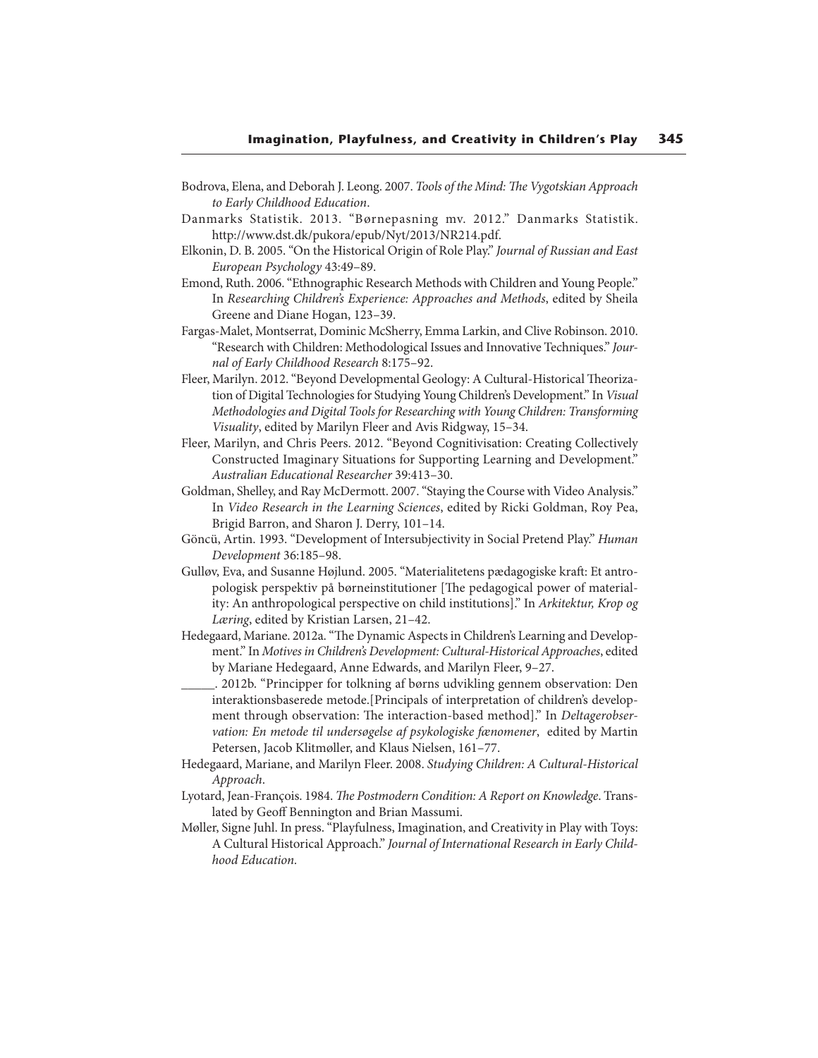Bodrova, Elena, and Deborah J. Leong. 2007. *Tools of the Mind: The Vygotskian Approach to Early Childhood Education*.

Danmarks Statistik. 2013. "Børnepasning mv. 2012." Danmarks Statistik. http://www.dst.dk/pukora/epub/Nyt/2013/NR214.pdf.

Elkonin, D. B. 2005. "On the Historical Origin of Role Play." *Journal of Russian and East European Psychology* 43:49–89.

Emond, Ruth. 2006. "Ethnographic Research Methods with Children and Young People." In *Researching Children's Experience: Approaches and Methods*, edited by Sheila Greene and Diane Hogan, 123–39.

Fargas-Malet, Montserrat, Dominic McSherry, Emma Larkin, and Clive Robinson. 2010. "Research with Children: Methodological Issues and Innovative Techniques." *Journal of Early Childhood Research* 8:175–92.

Fleer, Marilyn. 2012. "Beyond Developmental Geology: A Cultural-Historical Theorization of Digital Technologies for Studying Young Children's Development." In *Visual Methodologies and Digital Tools for Researching with Young Children: Transforming Visuality*, edited by Marilyn Fleer and Avis Ridgway, 15–34.

Fleer, Marilyn, and Chris Peers. 2012. "Beyond Cognitivisation: Creating Collectively Constructed Imaginary Situations for Supporting Learning and Development." *Australian Educational Researcher* 39:413–30.

Goldman, Shelley, and Ray McDermott. 2007. "Staying the Course with Video Analysis." In *Video Research in the Learning Sciences*, edited by Ricki Goldman, Roy Pea, Brigid Barron, and Sharon J. Derry, 101–14.

Göncü, Artin. 1993. "Development of Intersubjectivity in Social Pretend Play." *Human Development* 36:185–98.

Gulløv, Eva, and Susanne Højlund. 2005. "Materialitetens pædagogiske kraft: Et antropologisk perspektiv på børneinstitutioner [The pedagogical power of materiality: An anthropological perspective on child institutions]." In *Arkitektur, Krop og Læring*, edited by Kristian Larsen, 21–42.

Hedegaard, Mariane. 2012a. "The Dynamic Aspects in Children's Learning and Development." In *Motives in Children's Development: Cultural-Historical Approaches*, edited by Mariane Hedegaard, Anne Edwards, and Marilyn Fleer, 9–27.

\_\_\_\_\_. 2012b. "Principper for tolkning af børns udvikling gennem observation: Den interaktionsbaserede metode.[Principals of interpretation of children's development through observation: The interaction-based method]." In *Deltagerobservation: En metode til undersøgelse af psykologiske fænomener*, edited by Martin Petersen, Jacob Klitmøller, and Klaus Nielsen, 161–77.

Hedegaard, Mariane, and Marilyn Fleer. 2008. *Studying Children: A Cultural-Historical Approach*.

Lyotard, Jean-François. 1984. *The Postmodern Condition: A Report on Knowledge*. Translated by Geoff Bennington and Brian Massumi.

Møller, Signe Juhl. In press. "Playfulness, Imagination, and Creativity in Play with Toys: A Cultural Historical Approach." *Journal of International Research in Early Childhood Education.*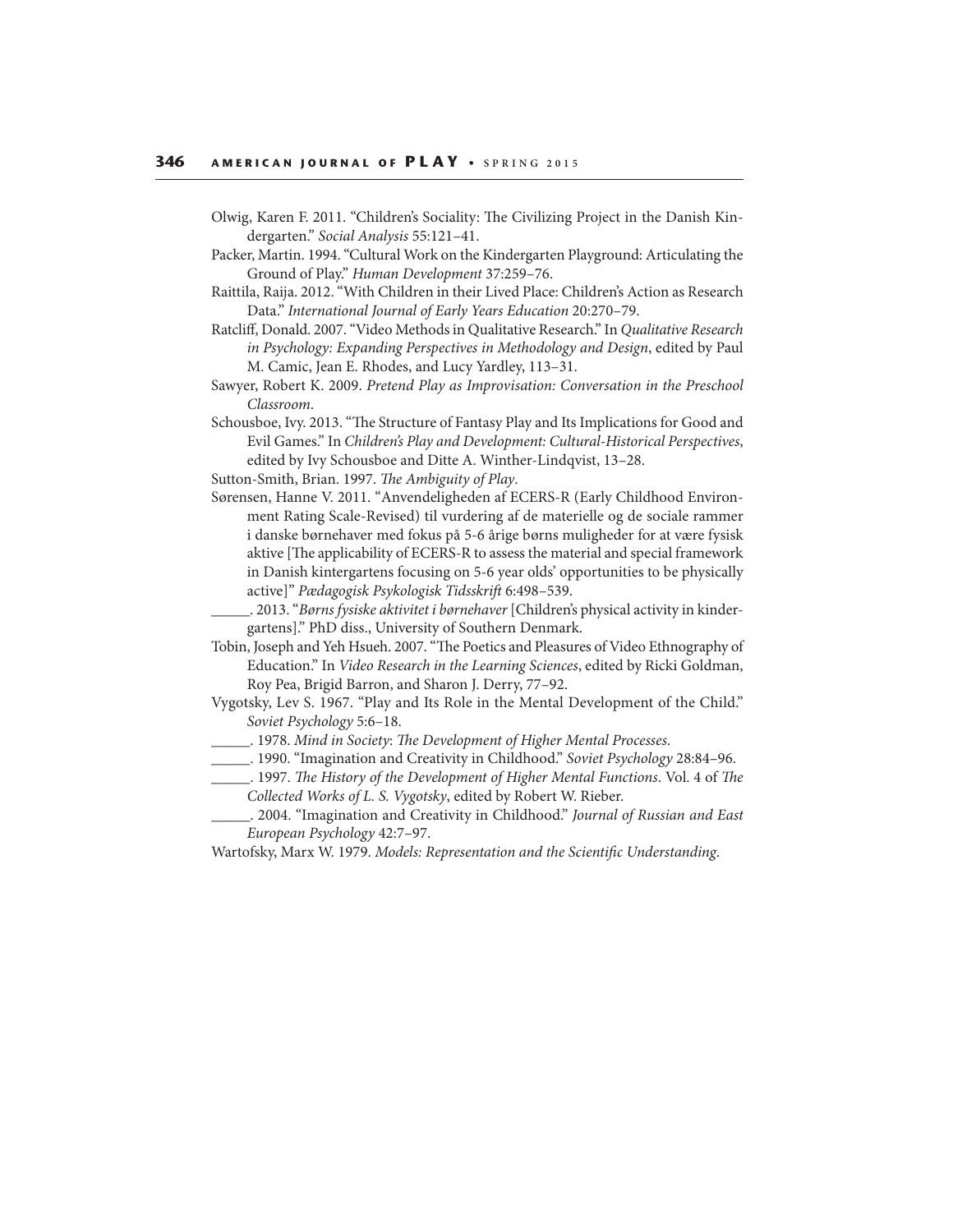Olwig, Karen F. 2011. "Children's Sociality: The Civilizing Project in the Danish Kindergarten." *Social Analysis* 55:121–41.

Packer, Martin. 1994. "Cultural Work on the Kindergarten Playground: Articulating the Ground of Play." *Human Development* 37:259–76.

Raittila, Raija. 2012. "With Children in their Lived Place: Children's Action as Research Data." *International Journal of Early Years Education* 20:270–79.

Ratcliff, Donald. 2007. "Video Methods in Qualitative Research." In *Qualitative Research in Psychology: Expanding Perspectives in Methodology and Design*, edited by Paul M. Camic, Jean E. Rhodes, and Lucy Yardley, 113–31.

Sawyer, Robert K. 2009. *Pretend Play as Improvisation: Conversation in the Preschool Classroom*.

Schousboe, Ivy. 2013. "The Structure of Fantasy Play and Its Implications for Good and Evil Games." In *Children's Play and Development: Cultural-Historical Perspectives*, edited by Ivy Schousboe and Ditte A. Winther-Lindqvist, 13–28.

Sutton-Smith, Brian. 1997. *The Ambiguity of Play*.

Sørensen, Hanne V. 2011. "Anvendeligheden af ECERS-R (Early Childhood Environment Rating Scale-Revised) til vurdering af de materielle og de sociale rammer i danske børnehaver med fokus på 5-6 årige børns muligheder for at være fysisk aktive [The applicability of ECERS-R to assess the material and special framework in Danish kintergartens focusing on 5-6 year olds' opportunities to be physically active]" *Pædagogisk Psykologisk Tidsskrift* 6:498–539.

_____. 2013. "*Børns fysiske aktivitet i børnehaver* [Children's physical activity in kindergartens]." PhD diss., University of Southern Denmark.

Tobin, Joseph and Yeh Hsueh. 2007. "The Poetics and Pleasures of Video Ethnography of Education." In *Video Research in the Learning Sciences*, edited by Ricki Goldman, Roy Pea, Brigid Barron, and Sharon J. Derry, 77–92.

Vygotsky, Lev S. 1967. "Play and Its Role in the Mental Development of the Child." *Soviet Psychology* 5:6–18.

_____. 1978. *Mind in Society*: *The Development of Higher Mental Processes*.

_____. 1990. "Imagination and Creativity in Childhood." *Soviet Psychology* 28:84–96.

_____. 1997. *The History of the Development of Higher Mental Functions*. Vol. 4 of *The Collected Works of L. S. Vygotsky*, edited by Robert W. Rieber.

_____. 2004. "Imagination and Creativity in Childhood." *Journal of Russian and East European Psychology* 42:7–97.

Wartofsky, Marx W. 1979. *Models: Representation and the Scientific Understanding*.